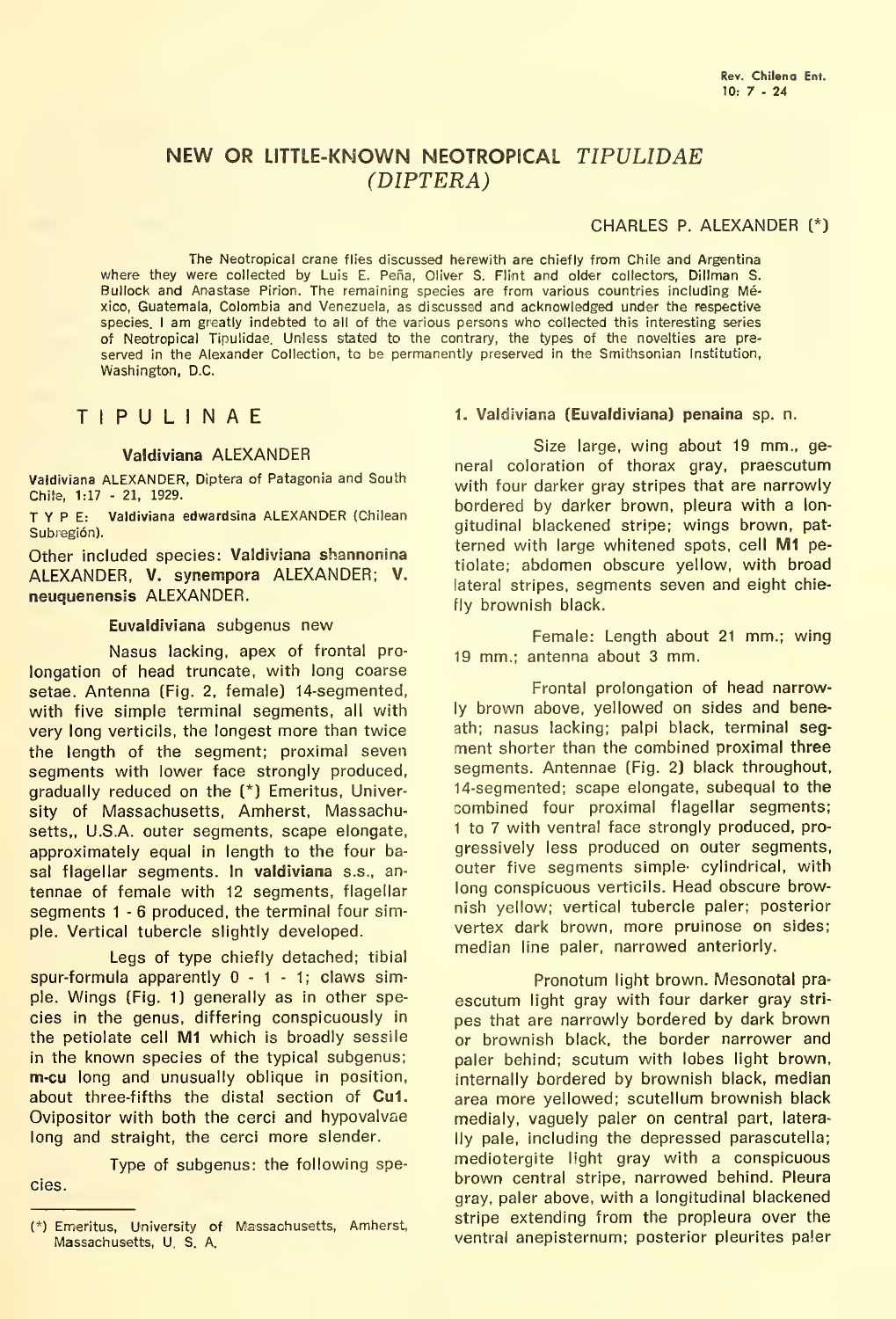# NEW OR LITTLE-KNOWN NEOTROPICAL *TIPULIDAE* (*DIPTERA*)

CHARLES P. ALEXANDER (*)

The Neotropical crane flies discussed herewith are chiefly from Chile and Argentina where they were collected by Luis E. Peña, Oliver S. Flint and older collectors, Dillman S. Bullock and Anastase Pirion. The remaining species are from various countries including México, Guatemala, Colombia and Venezuela, as discussed and acknowledged under the respective species. I am greatly indebted to all of the various persons who collected this interesting series of Neotropical Tipulidae. Unless stated to the contrary, the types of the novelties are preserved in the Alexander Collection, to be permanently preserved in the Smithsonian Institution, Washington, D.C.

## TIPULINAE

### Valdiviana ALEXANDER

**Valdiviana** ALEXANDER, Diptera of Patagonia and South Chile, 1:17 - 21, 1929.

TYPE: **Valdiviana edwardsina** ALEXANDER (Chilean Subregión).

Other included species: **Valdiviana shannonina** ALEXANDER, **V. synempora** ALEXANDER; **V. neuquenensis** ALEXANDER.

#### Euvaldiviana subgenus new

Nasus lacking, apex of frontal prolongation of head truncate, with long coarse setae. Antenna (Fig. 2, female) 14-segmented, with five simple terminal segments, all with very long verticils, the longest more than twice the length of the segment; proximal seven segments with lower face strongly produced, gradually reduced on the outer segments, scape elongate, approximately equal in length to the four basal flagellar segments. In **valdiviana** s.s., antennae of female with 12 segments, flagellar segments 1 - 6 produced, the terminal four simple. Vertical tubercle slightly developed.

Legs of type chiefly detached; tibial spur-formula apparently 0 - 1 - 1; claws simple. Wings (Fig. 1) generally as in other species in the genus, differing conspicuously in the petiolate cell **M1** which is broadly sessile in the known species of the typical subgenus; **m-cu** long and unusually oblique in position, about three-fifths the distal section of **Cu1**. Ovipositor with both the cerci and hypovalvae long and straight, the cerci more slender.

Type of subgenus: the following species.

(*) Emeritus, University of Massachusetts, Amherst, Massachusetts, U. S. A.

#### 1. Valdiviana (Euvaldiviana) penaina sp. n.

Size large, wing about 19 mm., general coloration of thorax gray, praescutum with four darker gray stripes that are narrowly bordered by darker brown, pleura with a longitudinal blackened stripe; wings brown, patterned with large whitened spots, cell **M1** petiolate; abdomen obscure yellow, with broad lateral stripes, segments seven and eight chiefly brownish black.

Female: Length about 21 mm.; wing 19 mm.; antenna about 3 mm.

Frontal prolongation of head narrowly brown above, yellowed on sides and beneath; nasus lacking; palpi black, terminal segment shorter than the combined proximal three segments. Antennae (Fig. 2) black throughout, 14-segmented; scape elongate, subequal to the combined four proximal flagellar segments; 1 to 7 with ventral face strongly produced, progressively less produced on outer segments, outer five segments simple cylindrical, with long conspicuous verticils. Head obscure brownish yellow; vertical tubercle paler; posterior vertex dark brown, more pruinose on sides; median line paler, narrowed anteriorly.

Pronotum light brown. Mesonotal praescutum light gray with four darker gray stripes that are narrowly bordered by dark brown or brownish black, the border narrower and paler behind; scutum with lobes light brown, internally bordered by brownish black, median area more yellowed; scutellum brownish black medialy, vaguely paler on central part, laterally pale, including the depressed parascutella; mediotergite light gray with a conspicuous brown central stripe, narrowed behind. Pleura gray, paler above, with a longitudinal blackened stripe extending from the propleura over the ventral anepisternum; posterior pleurites paler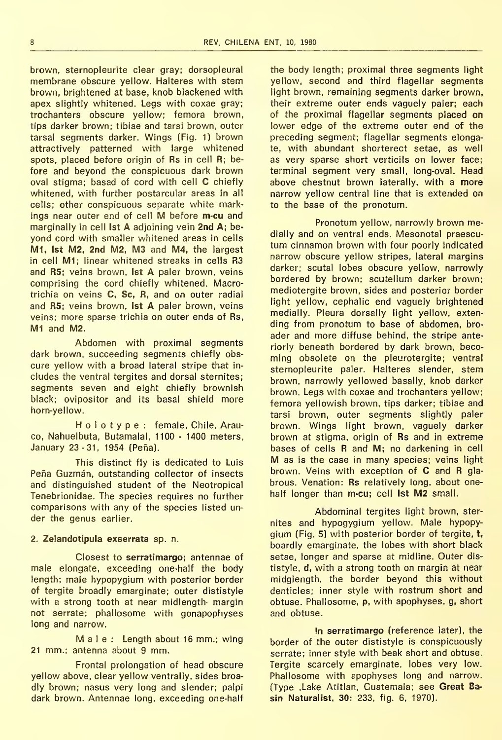brown, sternopleurite clear gray; dorsopleural membrane obscure yellow. Halteres with stem brown, brightened at base, knob blackened with apex slightly whitened. Legs with coxae gray; trochanters obscure yellow; femora brown, tips darker brown; tibiae and tarsi brown, outer tarsal segments darker. Wings (Fig. 1) brown attractively patterned with large whitened spots, placed before origin of Rs in cell R; before and beyond the conspicuous dark brown oval stigma; basad of cord with cell C chiefly whitened, with further postarcular areas in all cells; other conspicuous separate white markings near outer end of cell M before **m-cu** and marginally in cell **Ist A** adjoining vein **2nd A**; beyond cord with smaller whitened areas in cells **M1, Ist M2, 2nd M2, M3** and **M4**, the largest in cell **M1**; linear whitened streaks in cells **R3** and **R5**; veins brown, **Ist A** paler brown, veins comprising the cord chiefly whitened. Macrotrichia on veins **C, Sc, R**, and on outer radial and **R5**; veins brown, **Ist A** paler brown, veins veins; more sparse trichia on outer ends of **Rs, M1** and **M2**.

Abdomen with proximal segments dark brown, succeeding segments chiefly obscure yellow with a broad lateral stripe that includes the ventral tergites and dorsal sternites; segments seven and eight chiefly brownish black; ovipositor and its basal shield more horn-yellow.

Holotype: female, Chile, Arauco, Nahuelbuta, Butamalal, 1100 - 1400 meters, January 23 - 31, 1954 (Peña).

This distinct fly is dedicated to Luis Peña Guzmán, outstanding collector of insects and distinguished student of the Neotropical Tenebrionidae. The species requires no further comparisons with any of the species listed under the genus earlier.

### 2. Zelandotipula exserrata sp. n.

Closest to **serratimargo**; antennae of male elongate, exceeding one-half the body length; male hypopygium with posterior border of tergite broadly emarginate; outer dististyle with a strong tooth at near midlength· margin not serrate; phallosome with gonapophyses long and narrow.

Male: Length about 16 mm.; wing 21 mm.; antenna about 9 mm.

Frontal prolongation of head obscure yellow above, clear yellow ventrally, sides broadly brown; nasus very long and slender; palpi dark brown. Antennae long, exceeding one-half the body length; proximal three segments light yellow, second and third flagellar segments light brown, remaining segments darker brown, their extreme outer ends vaguely paler; each of the proximal flagellar segments placed on lower edge of the extreme outer end of the preceding segment; flagellar segments elongate, with abundant shorterect setae, as well as very sparse short verticils on lower face; terminal segment very small, long-oval. Head above chestnut brown laterally, with a more narrow yellow central line that is extended on to the base of the pronotum.

Pronotum yellow, narrowly brown medially and on ventral ends. Mesonotal praescutum cinnamon brown with four poorly indicated narrow obscure yellow stripes, lateral margins darker; scutal lobes obscure yellow, narrowly bordered by brown; scutellum darker brown; mediotergite brown, sides and posterior border light yellow, cephalic end vaguely brightened medially. Pleura dorsally light yellow, extending from pronotum to base of abdomen, broader and more diffuse behind, the stripe anteriorly beneath bordered by dark brown, becoming obsolete on the pleurotergite; ventral sternopleurite paler. Halteres slender, stem brown, narrowly yellowed basally, knob darker brown. Legs with coxae and trochanters yellow; femora yellowish brown, tips darker; tibiae and tarsi brown, outer segments slightly paler brown. Wings light brown, vaguely darker brown at stigma, origin of **Rs** and in extreme bases of cells **R** and **M**; no darkening in cell **M** as is the case in many species; veins light brown. Veins with exception of **C** and **R** glabrous. Venation: **Rs** relatively long, about one-half longer than **m-cu**; cell **Ist M2** small.

Abdominal tergites light brown, sternites and hypogygium yellow. Male hypopygium (Fig. 5) with posterior border of tergite, **t**, boardly emarginate, the lobes with short black setae, longer and sparse at midline. Outer dististyle, **d**, with a strong tooth on margin at near midglength, the border beyond this without denticles; inner style with rostrum short and obtuse. Phallosome, **p**, with apophyses, **g**, short and obtuse.

In **serratimargo** (reference later), the border of the outer dististyle is conspicuously serrate; inner style with beak short and obtuse. Tergite scarcely emarginate, lobes very low. Phallosome with apophyses long and narrow. (Type ,Lake Atitlan, Guatemala; see **Great Basin Naturalist, 30**: 233, fig. 6, 1970).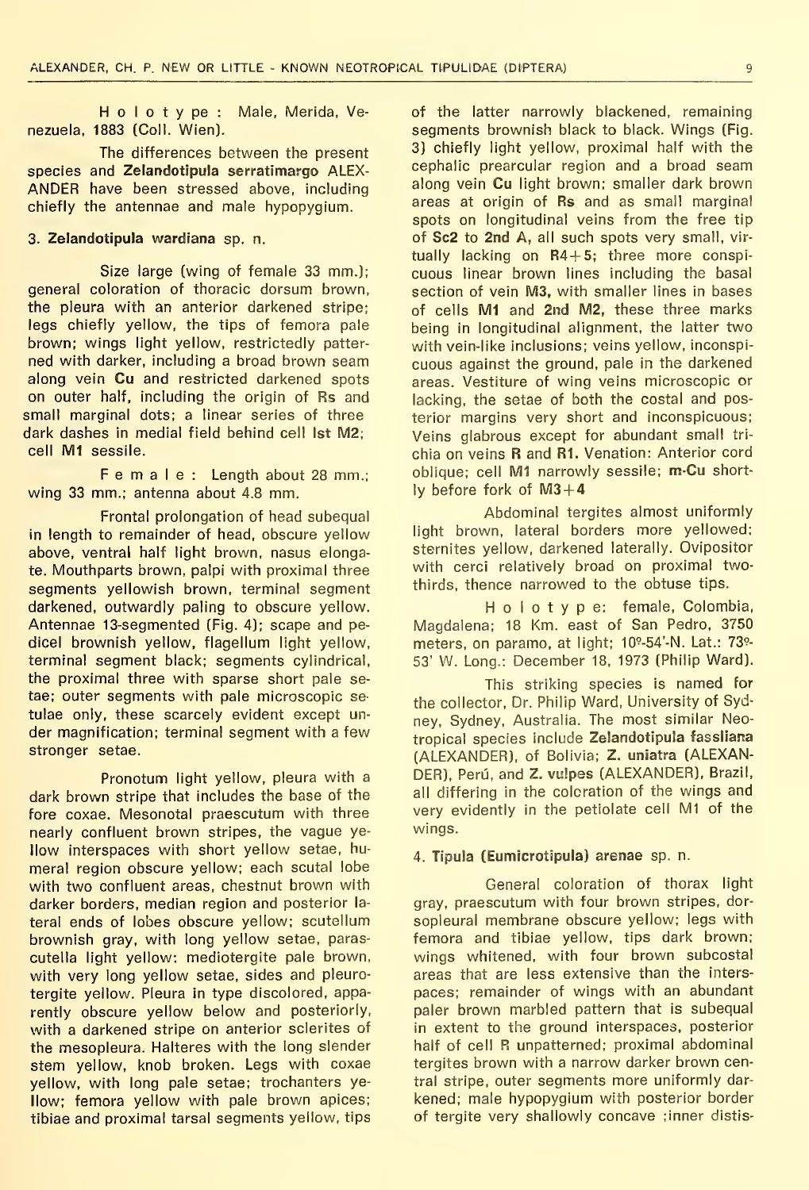H o l o t y p e : Male, Merida, Venezuela, 1883 (Coll. Wien).

The differences between the present species and **Zelandotipula serratimargo** ALEXANDER have been stressed above, including chiefly the antennae and male hypopygium.

### 3. Zelandotipula wardiana sp. n.

Size large (wing of female 33 mm.); general coloration of thoracic dorsum brown, the pleura with an anterior darkened stripe; legs chiefly yellow, the tips of femora pale brown; wings light yellow, restrictedly patterned with darker, including a broad brown seam along vein **Cu** and restricted darkened spots on outer half, including the origin of **Rs** and small marginal dots; a linear series of three dark dashes in medial field behind cell **Ist M2**; cell **M1** sessile.

F e m a l e : Length about 28 mm.; wing 33 mm.; antenna about 4.8 mm.

Frontal prolongation of head subequal in length to remainder of head, obscure yellow above, ventral half light brown, nasus elongate. Mouthparts brown, palpi with proximal three segments yellowish brown, terminal segment darkened, outwardly paling to obscure yellow. Antennae 13-segmented (Fig. 4); scape and pedicel brownish yellow, flagellum light yellow, terminal segment black; segments cylindrical, the proximal three with sparse short pale setae; outer segments with pale microscopic setulae only, these scarcely evident except under magnification; terminal segment with a few stronger setae.

Pronotum light yellow, pleura with a dark brown stripe that includes the base of the fore coxae. Mesonotal praescutum with three nearly confluent brown stripes, the vague yellow interspaces with short yellow setae, humeral region obscure yellow; each scutal lobe with two confluent areas, chestnut brown with darker borders, median region and posterior lateral ends of lobes obscure yellow; scutellum brownish gray, with long yellow setae, parascutella light yellow; mediotergite pale brown, with very long yellow setae, sides and pleurotergite yellow. Pleura in type discolored, apparently obscure yellow below and posteriorly, with a darkened stripe on anterior sclerites of the mesopleura. Halteres with the long slender stem yellow, knob broken. Legs with coxae yellow, with long pale setae; trochanters yellow; femora yellow with pale brown apices; tibiae and proximal tarsal segments yellow, tips of the latter narrowly blackened, remaining segments brownish black to black. Wings (Fig. 3) chiefly light yellow, proximal half with the cephalic prearcular region and a broad seam along vein **Cu** light brown; smaller dark brown areas at origin of **Rs** and as small marginal spots on longitudinal veins from the free tip of **Sc2** to **2nd A**, all such spots very small, virtually lacking on **R4+5**; three more conspicuous linear brown lines including the basal section of vein **M3**, with smaller lines in bases of cells **M1** and **2nd M2**, these three marks being in longitudinal alignment, the latter two with vein-like inclusions; veins yellow, inconspicuous against the ground, pale in the darkened areas. Vestiture of wing veins microscopic or lacking, the setae of both the costal and posterior margins very short and inconspicuous; Veins glabrous except for abundant small trichia on veins **R** and **R1**. Venation: Anterior cord oblique; cell **M1** narrowly sessile; **m-Cu** shortly before fork of **M3+4**

Abdominal tergites almost uniformly light brown, lateral borders more yellowed; sternites yellow, darkened laterally. Ovipositor with cerci relatively broad on proximal two-thirds, thence narrowed to the obtuse tips.

H o l o t y p e: female, Colombia, Magdalena; 18 Km. east of San Pedro, 3750 meters, on paramo, at light; 10º-54'-N. Lat.: 73º-53' W. Long.: December 18, 1973 (Philip Ward).

This striking species is named for the collector, Dr. Philip Ward, University of Sydney, Sydney, Australia. The most similar Neotropical species include **Zelandotipula fassliana** (ALEXANDER), of Bolivia; **Z. uniatra** (ALEXANDER), Perú, and **Z. vulpes** (ALEXANDER), Brazil, all differing in the coloration of the wings and very evidently in the petiolate cell M1 of the wings.

### 4. Tipula (Eumicrotipula) arenae sp. n.

General coloration of thorax light gray, praescutum with four brown stripes, dorsopleural membrane obscure yellow; legs with femora and tibiae yellow, tips dark brown; wings whitened, with four brown subcostal areas that are less extensive than the interspaces; remainder of wings with an abundant paler brown marbled pattern that is subequal in extent to the ground interspaces, posterior half of cell R unpatterned; proximal abdominal tergites brown with a narrow darker brown central stripe, outer segments more uniformly darkened; male hypopygium with posterior border of tergite very shallowly concave ;inner distis-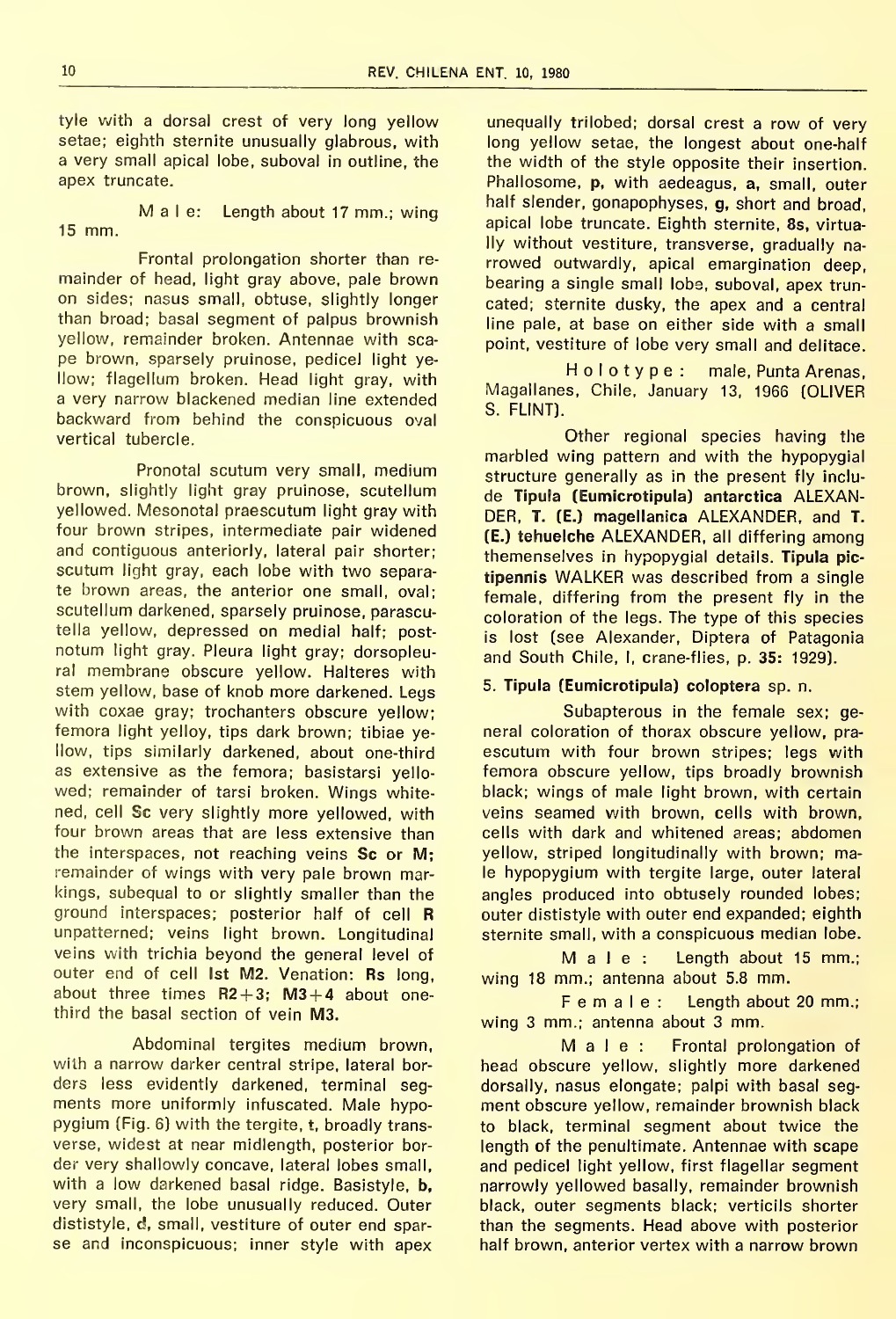tyle with a dorsal crest of very long yellow setae; eighth sternite unusually glabrous, with a very small apical lobe, suboval in outline, the apex truncate.

M a l e: Length about 17 mm.; wing 15 mm.

Frontal prolongation shorter than remainder of head, light gray above, pale brown on sides; nasus small, obtuse, slightly longer than broad; basal segment of palpus brownish yellow, remainder broken. Antennae with scape brown, sparsely pruinose, pedicel light yellow; flagellum broken. Head light gray, with a very narrow blackened median line extended backward from behind the conspicuous oval vertical tubercle.

Pronotal scutum very small, medium brown, slightly light gray pruinose, scutellum yellowed. Mesonotal praescutum light gray with four brown stripes, intermediate pair widened and contiguous anteriorly, lateral pair shorter; scutum light gray, each lobe with two separate brown areas, the anterior one small, oval; scutellum darkened, sparsely pruinose, parascutella yellow, depressed on medial half; postnotum light gray. Pleura light gray; dorsopleural membrane obscure yellow. Halteres with stem yellow, base of knob more darkened. Legs with coxae gray; trochanters obscure yellow; femora light yelloy, tips dark brown; tibiae yellow, tips similarly darkened, about one-third as extensive as the femora; basistarsi yellowed; remainder of tarsi broken. Wings whitened, cell **Sc** very slightly more yellowed, with four brown areas that are less extensive than the interspaces, not reaching veins **Sc** or **M**; remainder of wings with very pale brown markings, subequal to or slightly smaller than the ground interspaces; posterior half of cell **R** unpatterned; veins light brown. Longitudinal veins with trichia beyond the general level of outer end of cell **1st M2**. Venation: **Rs** long, about three times **R2+3**; **M3+4** about one-third the basal section of vein **M3**.

Abdominal tergites medium brown, with a narrow darker central stripe, lateral borders less evidently darkened, terminal segments more uniformly infuscated. Male hypopygium (Fig. 6) with the tergite, **t**, broadly transverse, widest at near midlength, posterior border very shallowly concave, lateral lobes small, with a low darkened basal ridge. Basistyle, **b**, very small, the lobe unusually reduced. Outer dististyle, **d**, small, vestiture of outer end sparse and inconspicuous; inner style with apex unequally trilobed; dorsal crest a row of very long yellow setae, the longest about one-half the width of the style opposite their insertion. Phallosome, **p**, with aedeagus, **a**, small, outer half slender, gonapophyses, **g**, short and broad, apical lobe truncate. Eighth sternite, **8s**, virtually without vestiture, transverse, gradually narrowed outwardly, apical emargination deep, bearing a single small lobe, suboval, apex truncated; sternite dusky, the apex and a central line pale, at base on either side with a small point, vestiture of lobe very small and delitace.

H o l o t y p e: male, Punta Arenas, Magallanes, Chile, January 13, 1966 (OLIVER S. FLINT).

Other regional species having the marbled wing pattern and with the hypopygial structure generally as in the present fly include **Tipula (Eumicrotipula) antarctica** ALEXANDER, **T. (E.) magellanica** ALEXANDER, and **T. (E.) tehuelche** ALEXANDER, all differing among themenselves in hypopygial details. **Tipula pictipennis** WALKER was described from a single female, differing from the present fly in the coloration of the legs. The type of this species is lost (see Alexander, Diptera of Patagonia and South Chile, I, crane-flies, p. **35:** 1929).

### 5. Tipula (Eumicrotipula) coloptera sp. n.

Subapterous in the female sex; general coloration of thorax obscure yellow, praescutum with four brown stripes; legs with femora obscure yellow, tips broadly brownish black; wings of male light brown, with certain veins seamed with brown, cells with brown, cells with dark and whitened areas; abdomen yellow, striped longitudinally with brown; male hypopygium with tergite large, outer lateral angles produced into obtusely rounded lobes; outer dististyle with outer end expanded; eighth sternite small, with a conspicuous median lobe.

M a l e: Length about 15 mm.; wing 18 mm.; antenna about 5.8 mm.

F e m a l e: Length about 20 mm.; wing 3 mm.; antenna about 3 mm.

M a l e: Frontal prolongation of head obscure yellow, slightly more darkened dorsally, nasus elongate; palpi with basal segment obscure yellow, remainder brownish black to black, terminal segment about twice the length of the penultimate. Antennae with scape and pedicel light yellow, first flagellar segment narrowly yellowed basally, remainder brownish black, outer segments black; verticils shorter than the segments. Head above with posterior half brown, anterior vertex with a narrow brown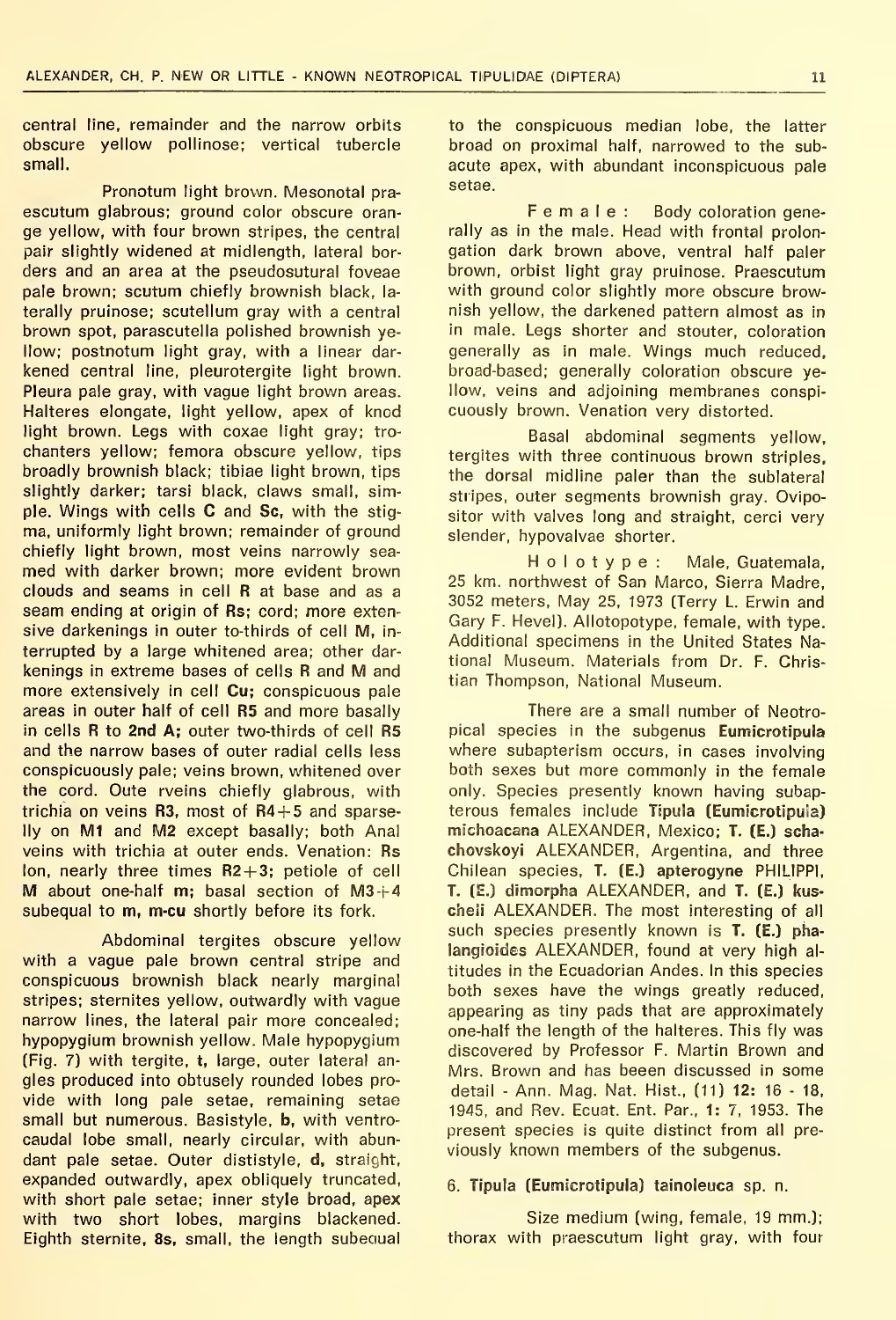central line, remainder and the narrow orbits obscure yellow pollinose; vertical tubercle small.

Pronotum light brown. Mesonotal praescutum glabrous; ground color obscure orange yellow, with four brown stripes, the central pair slightly widened at midlength, lateral borders and an area at the pseudosutural foveae pale brown; scutum chiefly brownish black, laterally pruinose; scutellum gray with a central brown spot, parascutella polished brownish yellow; postnotum light gray, with a linear darkened central line, pleurotergite light brown. Pleura pale gray, with vague light brown areas. Halteres elongate, light yellow, apex of knod light brown. Legs with coxae light gray; trochanters yellow; femora obscure yellow, tips broadly brownish black; tibiae light brown, tips slightly darker; tarsi black, claws small, simple. Wings with cells **C** and **Sc**, with the stigma, uniformly light brown; remainder of ground chiefly light brown, most veins narrowly seamed with darker brown; more evident brown clouds and seams in cell **R** at base and as a seam ending at origin of **Rs**; cord; more extensive darkenings in outer to-thirds of cell **M**, interrupted by a large whitened area; other darkenings in extreme bases of cells **R** and **M** and more extensively in cell **Cu**; conspicuous pale areas in outer half of cell **R5** and more basally in cells **R** to **2nd A**; outer two-thirds of cell **R5** and the narrow bases of outer radial cells less conspicuously pale; veins brown, whitened over the cord. Oute rveins chiefly glabrous, with trichia on veins **R3**, most of **R4+5** and sparselly on **M1** and **M2** except basally; both Anal veins with trichia at outer ends. Venation: **Rs** lon, nearly three times **R2+3**; petiole of cell **M** about one-half **m**; basal section of **M3+4** subequal to **m**, **m-cu** shortly before its fork.

Abdominal tergites obscure yellow with a vague pale brown central stripe and conspicuous brownish black nearly marginal stripes; sternites yellow, outwardly with vague narrow lines, the lateral pair more concealed; hypopygium brownish yellow. Male hypopygium (Fig. 7) with tergite, **t**, large, outer lateral angles produced into obtusely rounded lobes provide with long pale setae, remaining setae small but numerous. Basistyle, **b**, with ventrocaudal lobe small, nearly circular, with abundant pale setae. Outer dististyle, **d**, straight, expanded outwardly, apex obliquely truncated, with short pale setae; inner style broad, apex with two short lobes, margins blackened. Eighth sternite, **8s**, small, the length subequal to the conspicuous median lobe, the latter broad on proximal half, narrowed to the subacute apex, with abundant inconspicuous pale setae.

F e m a l e : Body coloration generally as in the male. Head with frontal prolongation dark brown above, ventral half paler brown, orbist light gray pruinose. Praescutum with ground color slightly more obscure brownish yellow, the darkened pattern almost as in in male. Legs shorter and stouter, coloration generally as in male. Wings much reduced, broad-based; generally coloration obscure yellow, veins and adjoining membranes conspicuously brown. Venation very distorted.

Basal abdominal segments yellow, tergites with three continuous brown striples, the dorsal midline paler than the sublateral stripes, outer segments brownish gray. Ovipositor with valves long and straight, cerci very slender, hypovalvae shorter.

H o l o t y p e : Male, Guatemala, 25 km. northwest of San Marco, Sierra Madre, 3052 meters, May 25, 1973 (Terry L. Erwin and Gary F. Hevel). Allotopotype, female, with type. Additional specimens in the United States National Museum. Materials from Dr. F. Christian Thompson, National Museum.

There are a small number of Neotropical species in the subgenus **Eumicrotipula** where subapterism occurs, in cases involving both sexes but more commonly in the female only. Species presently known having subapterous females include **Tipula (Eumicrotipula) michoacana** ALEXANDER, Mexico; **T. (E.) schachovskoyi** ALEXANDER, Argentina, and three Chilean species, **T. (E.) apterogyne** PHILIPPI, **T. (E.) dimorpha** ALEXANDER, and **T. (E.) kuscheli** ALEXANDER. The most interesting of all such species presently known is **T. (E.) phalangioides** ALEXANDER, found at very high altitudes in the Ecuadorian Andes. In this species both sexes have the wings greatly reduced, appearing as tiny pads that are approximately one-half the length of the halteres. This fly was discovered by Professor F. Martin Brown and Mrs. Brown and has beeen discussed in some detail - Ann. Mag. Nat. Hist., (11) **12**: 16 - 18, 1945, and Rev. Ecuat. Ent. Par., **1**: 7, 1953. The present species is quite distinct from all previously known members of the subgenus.

### 6. Tipula (Eumicrotipula) tainoleuca sp. n.

Size medium (wing, female, 19 mm.); thorax with praescutum light gray, with four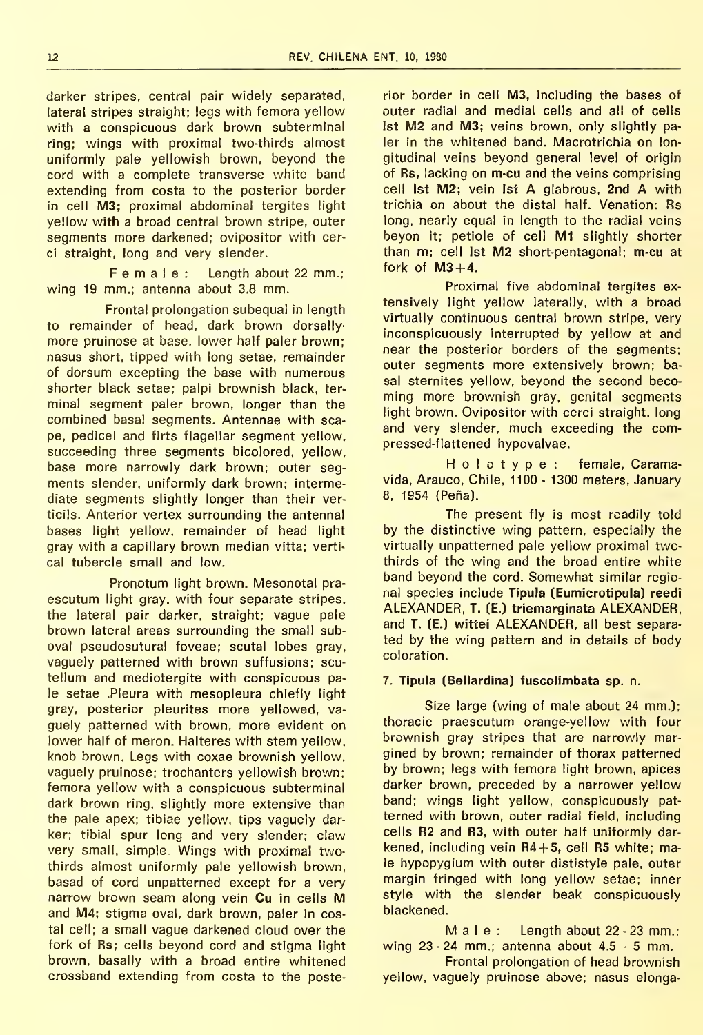darker stripes, central pair widely separated, lateral stripes straight; legs with femora yellow with a conspicuous dark brown subterminal ring; wings with proximal two-thirds almost uniformly pale yellowish brown, beyond the cord with a complete transverse white band extending from costa to the posterior border in cell **M3**; proximal abdominal tergites light yellow with a broad central brown stripe, outer segments more darkened; ovipositor with cerci straight, long and very slender.

F e m a l e : Length about 22 mm.; wing 19 mm.; antenna about 3.8 mm.

Frontal prolongation subequal in length to remainder of head, dark brown dorsally, more pruinose at base, lower half paler brown; nasus short, tipped with long setae, remainder of dorsum excepting the base with numerous shorter black setae; palpi brownish black, terminal segment paler brown, longer than the combined basal segments. Antennae with scape, pedicel and firts flagellar segment yellow, succeeding three segments bicolored, yellow, base more narrowly dark brown; outer segments slender, uniformly dark brown; intermediate segments slightly longer than their verticils. Anterior vertex surrounding the antennal bases light yellow, remainder of head light gray with a capillary brown median vitta; vertical tubercle small and low.

Pronotum light brown. Mesonotal praescutum light gray, with four separate stripes, the lateral pair darker, straight; vague pale brown lateral areas surrounding the small suboval pseudosutural foveae; scutal lobes gray, vaguely patterned with brown suffusions; scutellum and mediotergite with conspicuous pale setae .Pleura with mesopleura chiefly light gray, posterior pleurites more yellowed, vaguely patterned with brown, more evident on lower half of meron. Halteres with stem yellow, knob brown. Legs with coxae brownish yellow, vaguely pruinose; trochanters yellowish brown; femora yellow with a conspicuous subterminal dark brown ring, slightly more extensive than the pale apex; tibiae yellow, tips vaguely darker; tibial spur long and very slender; claw very small, simple. Wings with proximal two-thirds almost uniformly pale yellowish brown, basad of cord unpatterned except for a very narrow brown seam along vein **Cu** in cells **M** and **M4**; stigma oval, dark brown, paler in costal cell; a small vague darkened cloud over the fork of **Rs**; cells beyond cord and stigma light brown, basally with a broad entire whitened crossband extending from costa to the posterior border in cell **M3**, including the bases of outer radial and medial cells and all of cells **Ist M2** and **M3**; veins brown, only slightly paler in the whitened band. Macrotrichia on longitudinal veins beyond general level of origin of **Rs**, lacking on **m-cu** and the veins comprising cell **Ist M2**; vein **Ist A** glabrous, **2nd A** with trichia on about the distal half. Venation: **Rs** long, nearly equal in length to the radial veins beyon it; petiole of cell **M1** slightly shorter than **m**; cell **Ist M2** short-pentagonal; **m-cu** at fork of **M3+4**.

Proximal five abdominal tergites extensively light yellow laterally, with a broad virtually continuous central brown stripe, very inconspicuously interrupted by yellow at and near the posterior borders of the segments; outer segments more extensively brown; basal sternites yellow, beyond the second becoming more brownish gray, genital segments light brown. Ovipositor with cerci straight, long and very slender, much exceeding the compressed-flattened hypovalvae.

H o l o t y p e : female, Caramavida, Arauco, Chile, 1100 - 1300 meters, January 8, 1954 (Peña).

The present fly is most readily told by the distinctive wing pattern, especially the virtually unpatterned pale yellow proximal two-thirds of the wing and the broad entire white band beyond the cord. Somewhat similar regional species include **Tipula (Eumicrotipula) reedi** ALEXANDER, **T. (E.) triemarginata** ALEXANDER, and **T. (E.) wittei** ALEXANDER, all best separated by the wing pattern and in details of body coloration.

### 7. Tipula (Bellardina) fuscolimbata sp. n.

Size large (wing of male about 24 mm.); thoracic praescutum orange-yellow with four brownish gray stripes that are narrowly margined by brown; remainder of thorax patterned by brown; legs with femora light brown, apices darker brown, preceded by a narrower yellow band; wings light yellow, conspicuously patterned with brown, outer radial field, including cells **R2** and **R3**, with outer half uniformly darkened, including vein **R4+5**, cell **R5** white; male hypopygium with outer dististyle pale, outer margin fringed with long yellow setae; inner style with the slender beak conspicuously blackened.

M a l e : Length about 22 - 23 mm.; wing 23 - 24 mm.; antenna about 4.5 - 5 mm.

Frontal prolongation of head brownish yellow, vaguely pruinose above; nasus elonga-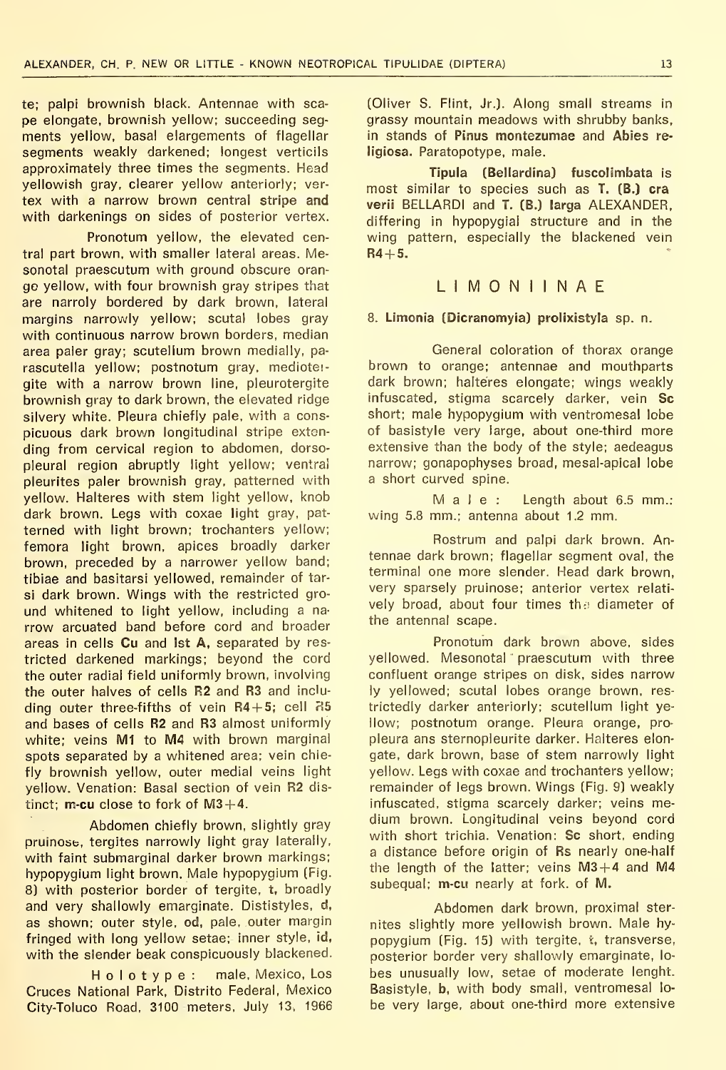te; palpi brownish black. Antennae with scape elongate, brownish yellow; succeeding segments yellow, basal elargements of flagellar segments weakly darkened; longest verticils approximately three times the segments. Head yellowish gray, clearer yellow anteriorly; vertex with a narrow brown central stripe and with darkenings on sides of posterior vertex.

Pronotum yellow, the elevated central part brown, with smaller lateral areas. Mesonotal praescutum with ground obscure orange yellow, with four brownish gray stripes that are narroly bordered by dark brown, lateral margins narrowly yellow; scutal lobes gray with continuous narrow brown borders, median area paler gray; scutellum brown medially, parascutella yellow; postnotum gray, mediotergite with a narrow brown line, pleurotergite brownish gray to dark brown, the elevated ridge silvery white. Pleura chiefly pale, with a conspicuous dark brown longitudinal stripe extending from cervical region to abdomen, dorsopleural region abruptly light yellow; ventral pleurites paler brownish gray, patterned with yellow. Halteres with stem light yellow, knob dark brown. Legs with coxae light gray, patterned with light brown; trochanters yellow; femora light brown, apices broadly darker brown, preceded by a narrower yellow band; tibiae and basitarsi yellowed, remainder of tarsi dark brown. Wings with the restricted ground whitened to light yellow, including a narrow arcuated band before cord and broader areas in cells **Cu** and **Ist A**, separated by restricted darkened markings; beyond the cord the outer radial field uniformly brown, involving the outer halves of cells R2 and R3 and including outer three-fifths of vein R4+5; cell R5 and bases of cells R2 and R3 almost uniformly white; veins M1 to M4 with brown marginal spots separated by a whitened area; vein chiefly brownish yellow, outer medial veins light yellow. Venation: Basal section of vein R2 distinct; **m-cu** close to fork of M3+4.

Abdomen chiefly brown, slightly gray pruinose, tergites narrowly light gray laterally, with faint submarginal darker brown markings; hypopygium light brown. Male hypopygium (Fig. 8) with posterior border of tergite, **t**, broadly and very shallowly emarginate. Dististyles, **d**, as shown; outer style, **od**, pale, outer margin fringed with long yellow setae; inner style, **id**, with the slender beak conspicuously blackened.

H o l o t y p e : male, Mexico, Los Cruces National Park, Distrito Federal, Mexico City-Toluco Road, 3100 meters, July 13, 1966 (Oliver S. Flint, Jr.). Along small streams in grassy mountain meadows with shrubby banks, in stands of **Pinus montezumae** and **Abies religiosa**. Paratopotype, male.

**Tipula (Bellardina) fuscolimbata** is most similar to species such as **T. (B.) craverii** BELLARDI and **T. (B.) larga** ALEXANDER, differing in hypopygial structure and in the wing pattern, especially the blackened vein **R4+5**.

## L I M O N I I N A E

### 8. Limonia (Dicranomyia) prolixistyla sp. n.

General coloration of thorax orange brown to orange; antennae and mouthparts dark brown; halteres elongate; wings weakly infuscated, stigma scarcely darker, vein **Sc** short; male hypopygium with ventromesal lobe of basistyle very large, about one-third more extensive than the body of the style; aedeagus narrow; gonapophyses broad, mesal-apical lobe a short curved spine.

M a l e : Length about 6.5 mm.: wing 5.8 mm.; antenna about 1.2 mm.

Rostrum and palpi dark brown. Antennae dark brown; flagellar segment oval, the terminal one more slender. Head dark brown, very sparsely pruinose; anterior vertex relatively broad, about four times the diameter of the antennal scape.

Pronotum dark brown above, sides yellowed. Mesonotal praescutum with three confluent orange stripes on disk, sides narrowly yellowed; scutal lobes orange brown, restrictedly darker anteriorly; scutellum light yellow; postnotum orange. Pleura orange, propleura ans sternopleurite darker. Halteres elongate, dark brown, base of stem narrowly light yellow. Legs with coxae and trochanters yellow; remainder of legs brown. Wings (Fig. 9) weakly infuscated, stigma scarcely darker; veins medium brown. Longitudinal veins beyond cord with short trichia. Venation: **Sc** short, ending a distance before origin of Rs nearly one-half the length of the latter; veins M3+4 and M4 subequal; **m-cu** nearly at fork. of **M**.

Abdomen dark brown, proximal sternites slightly more yellowish brown. Male hypopygium (Fig. 15) with tergite, **t**, transverse, posterior border very shallowly emarginate, lobes unusually low, setae of moderate lenght. Basistyle, **b**, with body small, ventromesal lobe very large, about one-third more extensive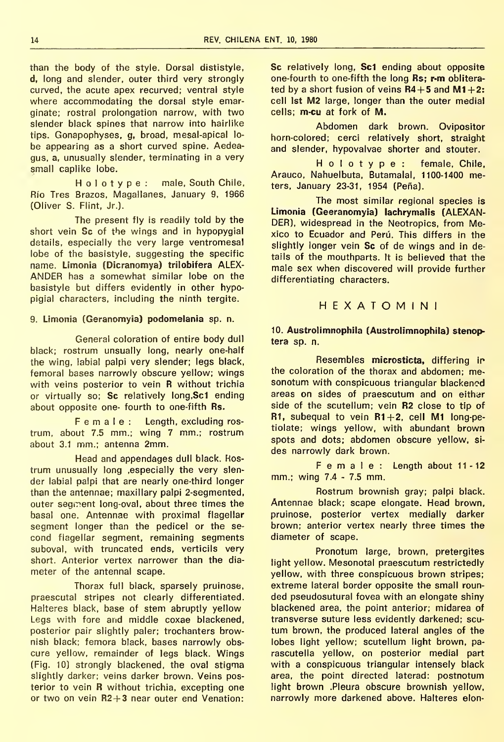than the body of the style. Dorsal dististyle, **d**, long and slender, outer third very strongly curved, the acute apex recurved; ventral style where accommodating the dorsal style emarginate; rostral prolongation narrow, with two slender black spines that narrow into hairlike tips. Gonapophyses, **g**, broad, mesal-apical lobe appearing as a short curved spine. Aedeagus, **a**, unusually slender, terminating in a very small caplike lobe.

H o l o t y p e : male, South Chile, Río Tres Brazos, Magallanes, January 9, 1966 (Oliver S. Flint, Jr.).

The present fly is readily told by the short vein **Sc** of the wings and in hypopygial details, especially the very large ventromesal lobe of the basistyle, suggesting the specific name. **Limonia (Dicranomya) trilobifera** ALEXANDER has a somewhat similar lobe on the basistyle but differs evidently in other hypopigial characters, including the ninth tergite.

### 9. Limonia (Geranomyia) podomelania sp. n.

General coloration of entire body dull black; rostrum unusually long, nearly one-half the wing, labial palpi very slender; legs black, femoral bases narrowly obscure yellow; wings with veins posterior to vein **R** without trichia or virtually so; **Sc** relatively long,**Sc1** ending about opposite one- fourth to one-fifth **Rs.**

F e m a l e : Length, excluding rostrum, about 7.5 mm.; wing 7 mm.; rostrum about 3.1 mm.; antenna 2mm.

Head and appendages dull black. Rostrum unusually long ,especially the very slender labial palpi that are nearly one-third longer than the antennae; maxillary palpi 2-segmented, outer segment long-oval, about three times the basal one. Antennae with proximal flagellar segment longer than the pedicel or the second flagellar segment, remaining segments suboval, with truncated ends, verticils very short. Anterior vertex narrower than the diameter of the antennal scape.

Thorax full black, sparsely pruinose, praescutal stripes not clearly differentiated. Halteres black, base of stem abruptly yellow Legs with fore and middle coxae blackened, posterior pair slightly paler; trochanters brownish black; femora black, bases narrowly obscure yellow, remainder of legs black. Wings (Fig. 10) strongly blackened, the oval stigma slightly darker; veins darker brown. Veins posterior to vein **R** without trichia, excepting one or two on vein **R2+3** near outer end Venation: **Sc** relatively long, **Sc1** ending about opposite one-fourth to one-fifth the long **Rs**; **r-m** obliterated by a short fusion of veins **R4+5** and **M1+2:** cell **Ist M2** large, longer than the outer medial cells; **m-cu** at fork of **M.**

Abdomen dark brown. Ovipositor horn-colored; cerci relatively short, straight and slender, hypovalvae shorter and stouter.

H o l o t y p e : female, Chile, Arauco, Nahuelbuta, Butamalal, 1100-1400 meters, January 23-31, 1954 (Peña).

The most similar regional species is **Limonia (Geeranomyia) lachrymalis** (ALEXANDER), widespread in the Neotropics, from Mexico to Ecuador and Perú. This differs in the slightly longer vein **Sc** of de wings and in details of the mouthparts. It is believed that the male sex when discovered will provide further differentiating characters.

## H E X A T O M I N I

### 10. Austrolimnophila (Austrolimnophila) stenoptera sp. n.

Resembles **microsticta**, differing in the coloration of the thorax and abdomen; mesonotum with conspicuous triangular blackened areas on sides of praescutum and on either side of the scutellum; vein **R2** close to tip of **R1**, subequal to vein **R1+2**, cell **M1** long-petiolate; wings yellow, with abundant brown spots and dots; abdomen obscure yellow, sides narrowly dark brown.

F e m a l e : Length about 11 - 12 mm.; wing 7.4 - 7.5 mm.

Rostrum brownish gray; palpi black. Antennae black; scape elongate. Head brown, pruinose, posterior vertex medially darker brown; anterior vertex nearly three times the diameter of scape.

Pronotum large, brown, pretergites light yellow. Mesonotal praescutum restrictedly yellow, with three conspicuous brown stripes; extreme lateral border opposite the small rounded pseudosutural fovea with an elongate shiny blackened area, the point anterior; midarea of transverse suture less evidently darkened; scutum brown, the produced lateral angles of the lobes light yellow; scutellum light brown, parascutella yellow, on posterior medial part with a conspicuous triangular intensely black area, the point directed laterad: postnotum light brown .Pleura obscure brownish yellow, narrowly more darkened above. Halteres elon-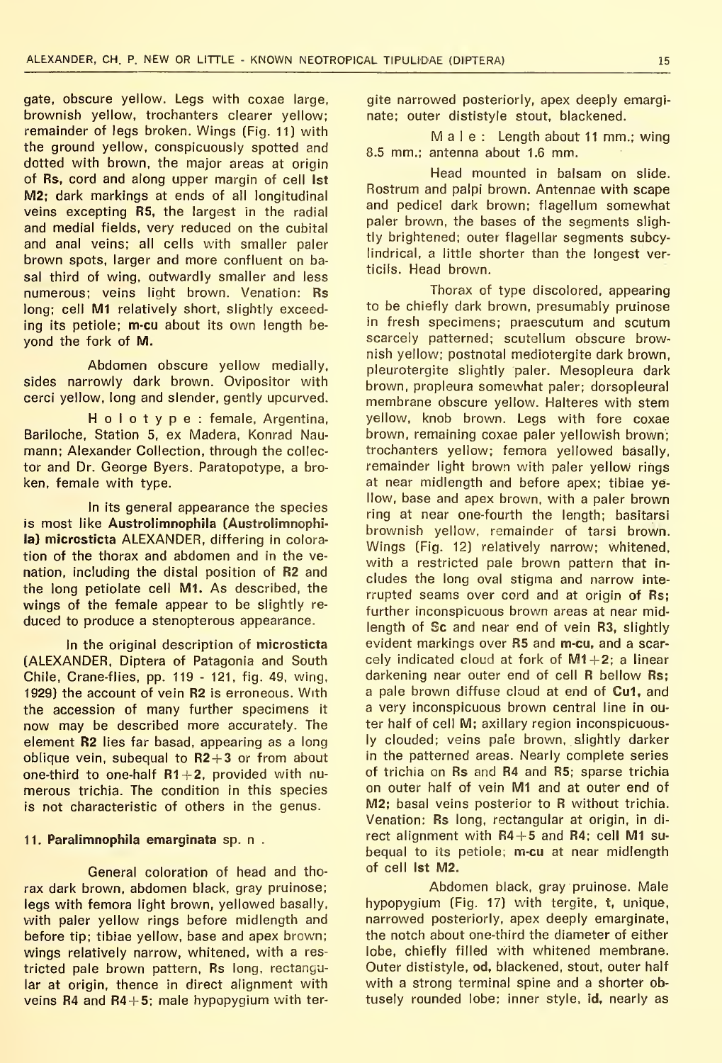gate, obscure yellow. Legs with coxae large, brownish yellow, trochanters clearer yellow; remainder of legs broken. Wings (Fig. 11) with the ground yellow, conspicuously spotted and dotted with brown, the major areas at origin of **Rs**, cord and along upper margin of cell **Ist M2**; dark markings at ends of all longitudinal veins excepting **R5**, the largest in the radial and medial fields, very reduced on the cubital and anal veins; all cells with smaller paler brown spots, larger and more confluent on basal third of wing, outwardly smaller and less numerous; veins light brown. Venation: **Rs** long; cell **M1** relatively short, slightly exceeding its petiole; **m-cu** about its own length beyond the fork of **M**.

Abdomen obscure yellow medially, sides narrowly dark brown. Ovipositor with cerci yellow, long and slender, gently upcurved.

H o l o t y p e : female, Argentina, Bariloche, Station 5, ex Madera, Konrad Naumann; Alexander Collection, through the collector and Dr. George Byers. Paratopotype, a broken, female with type.

In its general appearance the species is most like **Austrolimnophila (Austrolimnophila) microsticta** ALEXANDER, differing in coloration of the thorax and abdomen and in the venation, including the distal position of **R2** and the long petiolate cell **M1**. As described, the wings of the female appear to be slightly reduced to produce a stenopterous appearance.

In the original description of **microsticta** (ALEXANDER, Diptera of Patagonia and South Chile, Crane-flies, pp. 119 - 121, fig. 49, wing, 1929) the account of vein **R2** is erroneous. With the accession of many further specimens it now may be described more accurately. The element **R2** lies far basad, appearing as a long oblique vein, subequal to **R2+3** or from about one-third to one-half **R1+2**, provided with numerous trichia. The condition in this species is not characteristic of others in the genus.

### 11. Paralimnophila emarginata sp. n .

General coloration of head and thorax dark brown, abdomen black, gray pruinose; legs with femora light brown, yellowed basally, with paler yellow rings before midlength and before tip; tibiae yellow, base and apex brown; wings relatively narrow, whitened, with a restricted pale brown pattern, Rs long, rectangular at origin, thence in direct alignment with veins R4 and R4+5; male hypopygium with tergite narrowed posteriorly, apex deeply emarginate; outer dististyle stout, blackened.

M a l e : Length about 11 mm.; wing 8.5 mm.; antenna about 1.6 mm.

Head mounted in balsam on slide. Rostrum and palpi brown. Antennae with scape and pedicel dark brown; flagellum somewhat paler brown, the bases of the segments slightly brightened; outer flagellar segments subcylindrical, a little shorter than the longest verticils. Head brown.

Thorax of type discolored, appearing to be chiefly dark brown, presumably pruinose in fresh specimens; praescutum and scutum scarcely patterned; scutellum obscure brownish yellow; postnotal mediotergite dark brown, pleurotergite slightly paler. Mesopleura dark brown, propleura somewhat paler; dorsopleural membrane obscure yellow. Halteres with stem yellow, knob brown. Legs with fore coxae brown, remaining coxae paler yellowish brown; trochanters yellow; femora yellowed basally, remainder light brown with paler yellow rings at near midlength and before apex; tibiae yellow, base and apex brown, with a paler brown ring at near one-fourth the length; basitarsi brownish yellow, remainder of tarsi brown. Wings (Fig. 12) relatively narrow; whitened, with a restricted pale brown pattern that includes the long oval stigma and narrow interrupted seams over cord and at origin of **Rs**; further inconspicuous brown areas at near midlength of **Sc** and near end of vein **R3**, slightly evident markings over **R5** and **m-cu**, and a scarcely indicated cloud at fork of **M1+2**; a linear darkening near outer end of cell **R** bellow **Rs**; a pale brown diffuse cloud at end of **Cu1**, and a very inconspicuous brown central line in outer half of cell **M**; axillary region inconspicuously clouded; veins pale brown, slightly darker in the patterned areas. Nearly complete series of trichia on **Rs** and **R4** and **R5**; sparse trichia on outer half of vein **M1** and at outer end of **M2**; basal veins posterior to **R** without trichia. Venation: **Rs** long, rectangular at origin, in direct alignment with **R4+5** and **R4**; cell **M1** subequal to its petiole; **m-cu** at near midlength of cell **Ist M2**.

Abdomen black, gray pruinose. Male hypopygium (Fig. 17) with tergite, **t**, unique, narrowed posteriorly, apex deeply emarginate, the notch about one-third the diameter of either lobe, chiefly filled with whitened membrane. Outer dististyle, **od**, blackened, stout, outer half with a strong terminal spine and a shorter obtusely rounded lobe; inner style, **id**, nearly as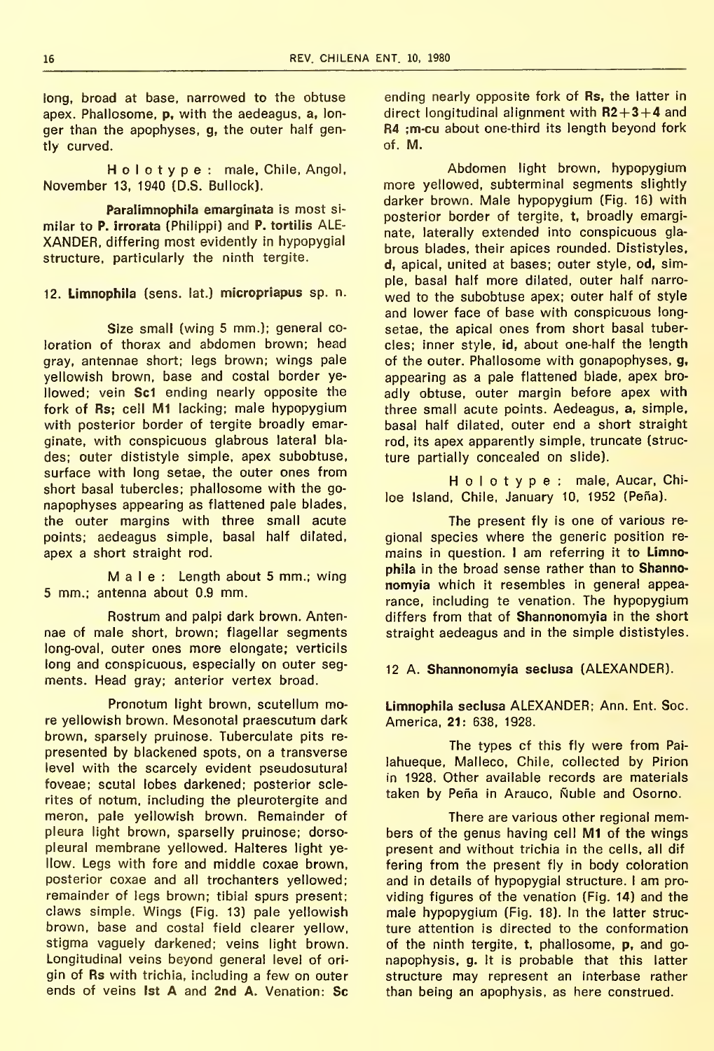long, broad at base, narrowed to the obtuse apex. Phallosome, **p**, with the aedeagus, **a**, longer than the apophyses, **g**, the outer half gently curved.

H o l o t y p e : male, Chile, Angol, November 13, 1940 (D.S. Bullock).

**Paralimnophila emarginata** is most similar to **P. irrorata** (Philippi) and **P. tortilis** ALEXANDER, differing most evidently in hypopygial structure, particularly the ninth tergite.

## 12. **Limnophila** (sens. lat.) **micropriapus** sp. n.

Size small (wing 5 mm.); general coloration of thorax and abdomen brown; head gray, antennae short; legs brown; wings pale yellowish brown, base and costal border yellowed; vein **Sc1** ending nearly opposite the fork of **Rs**; cell **M1** lacking; male hypopygium with posterior border of tergite broadly emarginate, with conspicuous glabrous lateral blades; outer dististyle simple, apex subobtuse, surface with long setae, the outer ones from short basal tubercles; phallosome with the gonapophyses appearing as flattened pale blades, the outer margins with three small acute points; aedeagus simple, basal half dilated, apex a short straight rod.

M a l e : Length about 5 mm.; wing 5 mm.; antenna about 0.9 mm.

Rostrum and palpi dark brown. Antennae of male short, brown; flagellar segments long-oval, outer ones more elongate; verticils long and conspicuous, especially on outer segments. Head gray; anterior vertex broad.

Pronotum light brown, scutellum more yellowish brown. Mesonotal praescutum dark brown, sparsely pruinose. Tuberculate pits represented by blackened spots, on a transverse level with the scarcely evident pseudosutural foveae; scutal lobes darkened; posterior sclerites of notum, including the pleurotergite and meron, pale yellowish brown. Remainder of pleura light brown, sparselly pruinose; dorsopleural membrane yellowed. Halteres light yellow. Legs with fore and middle coxae brown, posterior coxae and all trochanters yellowed; remainder of legs brown; tibial spurs present; claws simple. Wings (Fig. 13) pale yellowish brown, base and costal field clearer yellow, stigma vaguely darkened; veins light brown. Longitudinal veins beyond general level of origin of **Rs** with trichia, including a few on outer ends of veins **Ist A** and **2nd A**. Venation: **Sc** ending nearly opposite fork of **Rs**, the latter in direct longitudinal alignment with **R2+3+4** and **R4** ;**m-cu** about one-third its length beyond fork of. **M**.

Abdomen light brown, hypopygium more yellowed, subterminal segments slightly darker brown. Male hypopygium (Fig. 16) with posterior border of tergite, **t**, broadly emarginate, laterally extended into conspicuous glabrous blades, their apices rounded. Dististyles, **d**, apical, united at bases; outer style, **od**, simple, basal half more dilated, outer half narrowed to the subobtuse apex; outer half of style and lower face of base with conspicuous longsetae, the apical ones from short basal tubercles; inner style, **id**, about one-half the length of the outer. Phallosome with gonapophyses, **g**, appearing as a pale flattened blade, apex broadly obtuse, outer margin before apex with three small acute points. Aedeagus, **a**, simple, basal half dilated, outer end a short straight rod, its apex apparently simple, truncate (structure partially concealed on slide).

H o l o t y p e : male, Aucar, Chiloe Island, Chile, January 10, 1952 (Peña).

The present fly is one of various regional species where the generic position remains in question. I am referring it to **Limnophila** in the broad sense rather than to **Shannonomyia** which it resembles in general appearance, including te venation. The hypopygium differs from that of **Shannonomyia** in the short straight aedeagus and in the simple dististyles.

## 12 A. **Shannonomyia seclusa** (ALEXANDER).

**Limnophila seclusa** ALEXANDER; Ann. Ent. Soc. America, **21**: 638, 1928.

The types cf this fly were from Pailahueque, Malleco, Chile, collected by Pirion in 1928. Other available records are materials taken by Peña in Arauco, Ñuble and Osorno.

There are various other regional members of the genus having cell **M1** of the wings present and without trichia in the cells, all differing from the present fly in body coloration and in details of hypopygial structure. I am providing figures of the venation (Fig. 14) and the male hypopygium (Fig. 18). In the latter structure attention is directed to the conformation of the ninth tergite, **t**, phallosome, **p**, and gonapophysis, **g**. It is probable that this latter structure may represent an interbase rather than being an apophysis, as here construed.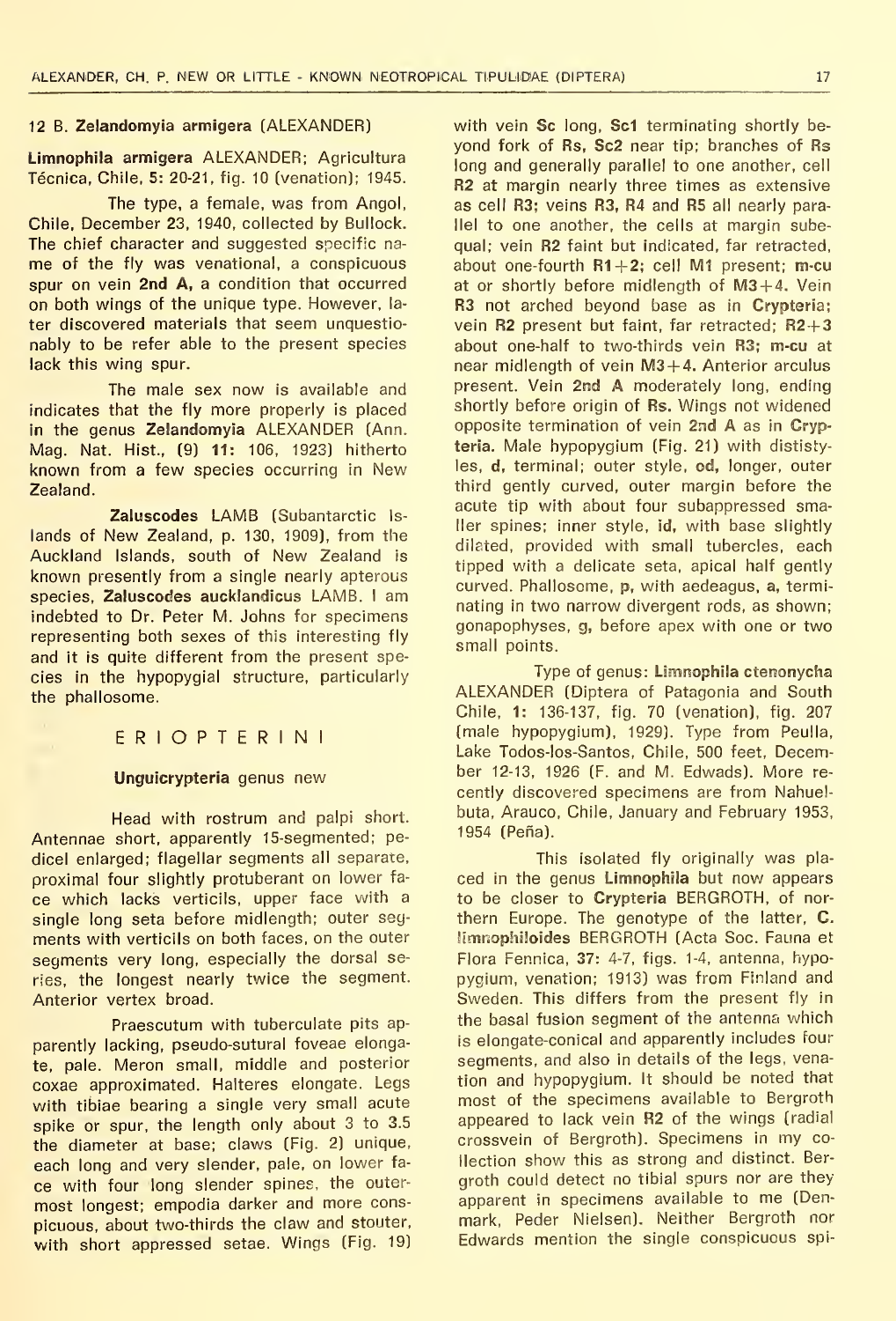## 12 B. **Zelandomyia armigera** (ALEXANDER)

**Limnophila armigera** ALEXANDER; Agricultura Técnica, Chile, **5:** 20-21, fig. 10 (venation); 1945.

The type, a female, was from Angol, Chile, December 23, 1940, collected by Bullock. The chief character and suggested specific name of the fly was venational, a conspicuous spur on vein **2nd A**, a condition that occurred on both wings of the unique type. However, later discovered materials that seem unquestionably to be refer able to the present species lack this wing spur.

The male sex now is available and indicates that the fly more properly is placed in the genus **Zelandomyia** ALEXANDER (Ann. Mag. Nat. Hist., (9) **11:** 106, 1923) hitherto known from a few species occurring in New Zealand.

**Zaluscodes** LAMB (Subantarctic Islands of New Zealand, p. 130, 1909), from the Auckland Islands, south of New Zealand is known presently from a single nearly apterous species, **Zaluscodes aucklandicus** LAMB. I am indebted to Dr. Peter M. Johns for specimens representing both sexes of this interesting fly and it is quite different from the present species in the hypopygial structure, particularly the phallosome.

## E R I O P T E R I N I

### **Unguicrypteria** genus new

Head with rostrum and palpi short. Antennae short, apparently 15-segmented; pedicel enlarged; flagellar segments all separate, proximal four slightly protuberant on lower face which lacks verticils, upper face with a single long seta before midlength; outer segments with verticils on both faces, on the outer segments very long, especially the dorsal series, the longest nearly twice the segment. Anterior vertex broad.

Praescutum with tuberculate pits apparently lacking, pseudo-sutural foveae elongate, pale. Meron small, middle and posterior coxae approximated. Halteres elongate. Legs with tibiae bearing a single very small acute spike or spur, the length only about 3 to 3.5 the diameter at base; claws (Fig. 2) unique, each long and very slender, pale, on lower face with four long slender spines, the outermost longest; empodia darker and more conspicuous, about two-thirds the claw and stouter, with short appressed setae. Wings (Fig. 19) with vein **Sc** long, **Sc1** terminating shortly beyond fork of **Rs**, **Sc2** near tip; branches of **Rs** long and generally parallel to one another, cell **R2** at margin nearly three times as extensive as cell **R3**; veins **R3**, **R4** and **R5** all nearly parallel to one another, the cells at margin subequal; vein **R2** faint but indicated, far retracted, about one-fourth **R1+2**; cell **M1** present; **m-cu** at or shortly before midlength of **M3+4**. Vein **R3** not arched beyond base as in **Crypteria**; vein **R2** present but faint, far retracted; **R2+3** about one-half to two-thirds vein **R3**; **m-cu** at near midlength of vein **M3+4**. Anterior arculus present. Vein **2nd A** moderately long, ending shortly before origin of **Rs**. Wings not widened opposite termination of vein **2nd A** as in **Crypteria**. Male hypopygium (Fig. 21) with dististyles, **d**, terminal; outer style, **od**, longer, outer third gently curved, outer margin before the acute tip with about four subappressed smaller spines; inner style, **id**, with base slightly dilated, provided with small tubercles, each tipped with a delicate seta, apical half gently curved. Phallosome, **p**, with aedeagus, **a**, terminating in two narrow divergent rods, as shown; gonapophyses, **g**, before apex with one or two small points.

Type of genus: **Limnophila ctenonycha** ALEXANDER (Diptera of Patagonia and South Chile, **1:** 136-137, fig. 70 (venation), fig. 207 (male hypopygium), 1929). Type from Peulla, Lake Todos-los-Santos, Chile, 500 feet, December 12-13, 1926 (F. and M. Edwads). More recently discovered specimens are from Nahuelbuta, Arauco, Chile, January and February 1953, 1954 (Peña).

This isolated fly originally was placed in the genus **Limnophila** but now appears to be closer to **Crypteria** BERGROTH, of northern Europe. The genotype of the latter, **C. limnophiloides** BERGROTH (Acta Soc. Fauna et Flora Fennica, **37:** 4-7, figs. 1-4, antenna, hypopygium, venation; 1913) was from Finland and Sweden. This differs from the present fly in the basal fusion segment of the antenna which is elongate-conical and apparently includes four segments, and also in details of the legs, venation and hypopygium. It should be noted that most of the specimens available to Bergroth appeared to lack vein **R2** of the wings (radial crossvein of Bergroth). Specimens in my collection show this as strong and distinct. Bergroth could detect no tibial spurs nor are they apparent in specimens available to me (Denmark, Peder Nielsen). Neither Bergroth nor Edwards mention the single conspicuous spi-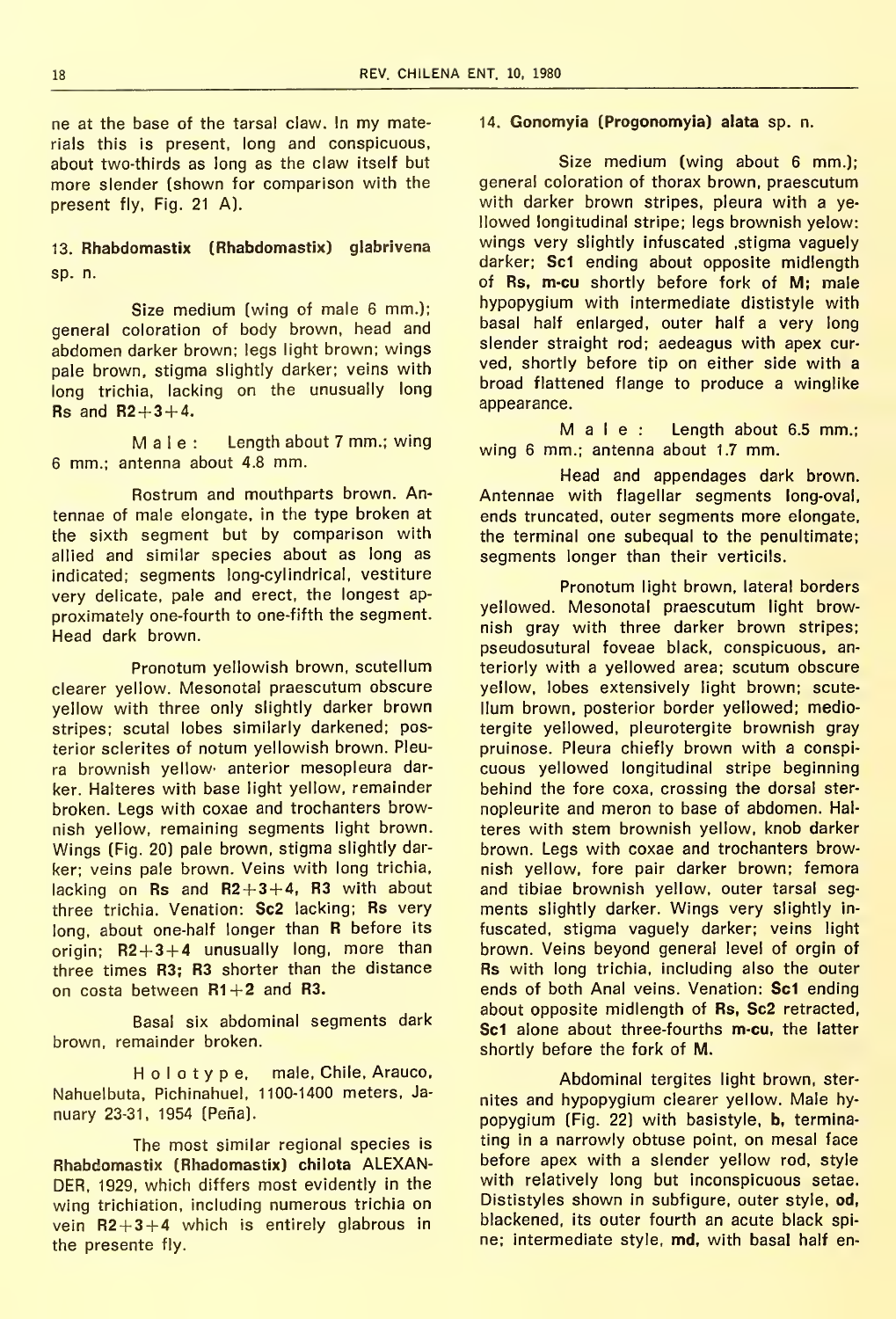ne at the base of the tarsal claw. In my materials this is present, long and conspicuous, about two-thirds as long as the claw itself but more slender (shown for comparison with the present fly, Fig. 21 A).

### 13. Rhabdomastix (Rhabdomastix) glabrivena sp. n.

Size medium (wing of male 6 mm.); general coloration of body brown, head and abdomen darker brown; legs light brown; wings pale brown, stigma slightly darker; veins with long trichia, lacking on the unusually long **Rs** and **R2+3+4**.

Male: Length about 7 mm.; wing 6 mm.; antenna about 4.8 mm.

Rostrum and mouthparts brown. Antennae of male elongate, in the type broken at the sixth segment but by comparison with allied and similar species about as long as indicated; segments long-cylindrical, vestiture very delicate, pale and erect, the longest approximately one-fourth to one-fifth the segment. Head dark brown.

Pronotum yellowish brown, scutellum clearer yellow. Mesonotal praescutum obscure yellow with three only slightly darker brown stripes; scutal lobes similarly darkened; posterior sclerites of notum yellowish brown. Pleura brownish yellow· anterior mesopleura darker. Halteres with base light yellow, remainder broken. Legs with coxae and trochanters brownish yellow, remaining segments light brown. Wings (Fig. 20) pale brown, stigma slightly darker; veins pale brown. Veins with long trichia, lacking on **Rs** and **R2+3+4**, **R3** with about three trichia. Venation: **Sc2** lacking; **Rs** very long, about one-half longer than **R** before its origin; **R2+3+4** unusually long, more than three times **R3**; **R3** shorter than the distance on costa between **R1+2** and **R3**.

Basal six abdominal segments dark brown, remainder broken.

Holotype, male, Chile, Arauco, Nahuelbuta, Pichinahuel, 1100-1400 meters, January 23-31, 1954 (Peña).

The most similar regional species is **Rhabdomastix (Rhadomastix) chilota** ALEXANDER, 1929, which differs most evidently in the wing trichiation, including numerous trichia on vein **R2+3+4** which is entirely glabrous in the presente fly.

### 14. Gonomyia (Progonomyia) alata sp. n.

Size medium (wing about 6 mm.); general coloration of thorax brown, praescutum with darker brown stripes, pleura with a yellowed longitudinal stripe; legs brownish yelow: wings very slightly infuscated ,stigma vaguely darker; **Sc1** ending about opposite midlength of **Rs**, **m-cu** shortly before fork of **M**; male hypopygium with intermediate dististyle with basal half enlarged, outer half a very long slender straight rod; aedeagus with apex curved, shortly before tip on either side with a broad flattened flange to produce a winglike appearance.

Male: Length about 6.5 mm.; wing 6 mm.; antenna about 1.7 mm.

Head and appendages dark brown. Antennae with flagellar segments long-oval, ends truncated, outer segments more elongate, the terminal one subequal to the penultimate; segments longer than their verticils.

Pronotum light brown, lateral borders yellowed. Mesonotal praescutum light brownish gray with three darker brown stripes; pseudosutural foveae black, conspicuous, anteriorly with a yellowed area; scutum obscure yellow, lobes extensively light brown; scutellum brown, posterior border yellowed; mediotergite yellowed, pleurotergite brownish gray pruinose. Pleura chiefly brown with a conspicuous yellowed longitudinal stripe beginning behind the fore coxa, crossing the dorsal sternopleurite and meron to base of abdomen. Halteres with stem brownish yellow, knob darker brown. Legs with coxae and trochanters brownish yellow, fore pair darker brown; femora and tibiae brownish yellow, outer tarsal segments slightly darker. Wings very slightly infuscated, stigma vaguely darker; veins light brown. Veins beyond general level of orgin of **Rs** with long trichia, including also the outer ends of both Anal veins. Venation: **Sc1** ending about opposite midlength of **Rs**, **Sc2** retracted, **Sc1** alone about three-fourths **m-cu**, the latter shortly before the fork of **M**.

Abdominal tergites light brown, sternites and hypopygium clearer yellow. Male hypopygium (Fig. 22) with basistyle, **b**, terminating in a narrowly obtuse point, on mesal face before apex with a slender yellow rod, style with relatively long but inconspicuous setae. Dististyles shown in subfigure, outer style, **od**, blackened, its outer fourth an acute black spine; intermediate style, **md**, with basal half en-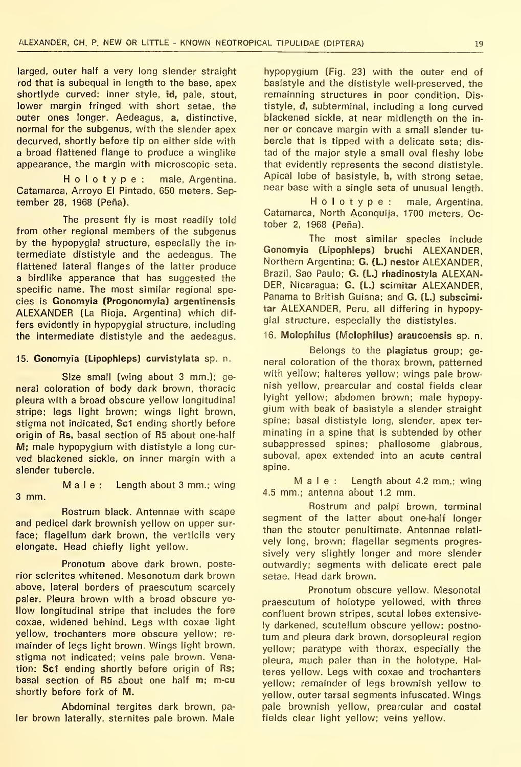larged, outer half a very long slender straight rod that is subequal in length to the base, apex shortlyde curved; inner style, **id**, pale, stout, lower margin fringed with short setae, the outer ones longer. Aedeagus, **a**, distinctive, normal for the subgenus, with the slender apex decurved, shortly before tip on either side with a broad flattened flange to produce a winglike appearance, the margin with microscopic seta.

H o l o t y p e : male, Argentina, Catamarca, Arroyo El Pintado, 650 meters, September 28, 1968 (Peña).

The present fly is most readily told from other regional members of the subgenus by the hypopygial structure, especially the intermediate dististyle and the aedeagus. The flattened lateral flanges of the latter produce a birdlike apperance that has suggested the specific name. The most similar regional species is **Gonomyia (Progonomyia) argentinensis** ALEXANDER (La Rioja, Argentina) which differs evidently in hypopygial structure, including the intermediate dististyle and the aedeagus.

### 15. Gonomyia (Lipophleps) curvistylata sp. n.

Size small (wing about 3 mm.); general coloration of body dark brown, thoracic pleura with a broad obscure yellow longitudinal stripe; legs light brown; wings light brown, stigma not indicated, **Sc1** ending shortly before origin of **Rs**, basal section of **R5** about one-half **M**; male hypopygium with dististyle a long curved blackened sickle, on inner margin with a slender tubercle.

M a l e : Length about 3 mm.; wing 3 mm.

Rostrum black. Antennae with scape and pedicel dark brownish yellow on upper surface; flagellum dark brown, the verticils very elongate. Head chiefly light yellow.

Pronotum above dark brown, posterior sclerites whitened. Mesonotum dark brown above, lateral borders of praescutum scarcely paler. Pleura brown with a broad obscure yellow longitudinal stripe that includes the fore coxae, widened behind. Legs with coxae light yellow, trochanters more obscure yellow; remainder of legs light brown. Wings light brown, stigma not indicated; veins pale brown. Venation: **Sc1** ending shortly before origin of **Rs**; basal section of **R5** about one half **m**; **m-cu** shortly before fork of **M**.

Abdominal tergites dark brown, paler brown laterally, sternites pale brown. Male hypopygium (Fig. 23) with the outer end of basistyle and the dististyle well-preserved, the remainning structures in poor condition. Dististyle, **d**, subterminal, including a long curved blackened sickle, at near midlength on the inner or concave margin with a small slender tubercle that is tipped with a delicate seta; distad of the major style a small oval fleshy lobe that evidently represents the second dististyle. Apical lobe of basistyle, **b**, with strong setae, near base with a single seta of unusual length.

H o l o t y p e : male, Argentina, Catamarca, North Aconquija, 1700 meters, October 2, 1968 (Peña).

The most similar species include **Gonomyia (Lipophleps) bruchi** ALEXANDER, Northern Argentina; **G. (L.) nestor** ALEXANDER, Brazil, Sao Paulo; **G. (L.) rhadinostyla** ALEXANDER, Nicaragua; **G. (L.) scimitar** ALEXANDER, Panama to British Guiana; and **G. (L.) subscimitar** ALEXANDER, Peru, all differing in hypopygial structure, especially the dististyles.

### 16. Molophilus (Molophilus) araucoensis sp. n.

Belongs to the **plagiatus** group; general coloration of the thorax brown, patterned with yellow; halteres yellow; wings pale brownish yellow, prearcular and costal fields clear lyight yellow; abdomen brown; male hypopygium with beak of basistyle a slender straight spine; basal dististyle long, slender, apex terminating in a spine that is subtended by other subappressed spines; phallosome glabrous, suboval, apex extended into an acute central spine.

M a l e : Length about 4.2 mm.; wing 4.5 mm.; antenna about 1.2 mm.

Rostrum and palpi brown, terminal segment of the latter about one-half longer than the stouter penultimate. Antennae relatively long, brown; flagellar segments progressively very slightly longer and more slender outwardly; segments with delicate erect pale setae. Head dark brown.

Pronotum obscure yellow. Mesonotal praescutum of holotype yellowed, with three confluent brown stripes, scutal lobes extensively darkened, scutellum obscure yellow; postnotum and pleura dark brown, dorsopleural region yellow; paratype with thorax, especially the pleura, much paler than in the holotype. Halteres yellow. Legs with coxae and trochanters yellow; remainder of legs brownish yellow to yellow, outer tarsal segments infuscated. Wings pale brownish yellow, prearcular and costal fields clear light yellow; veins yellow.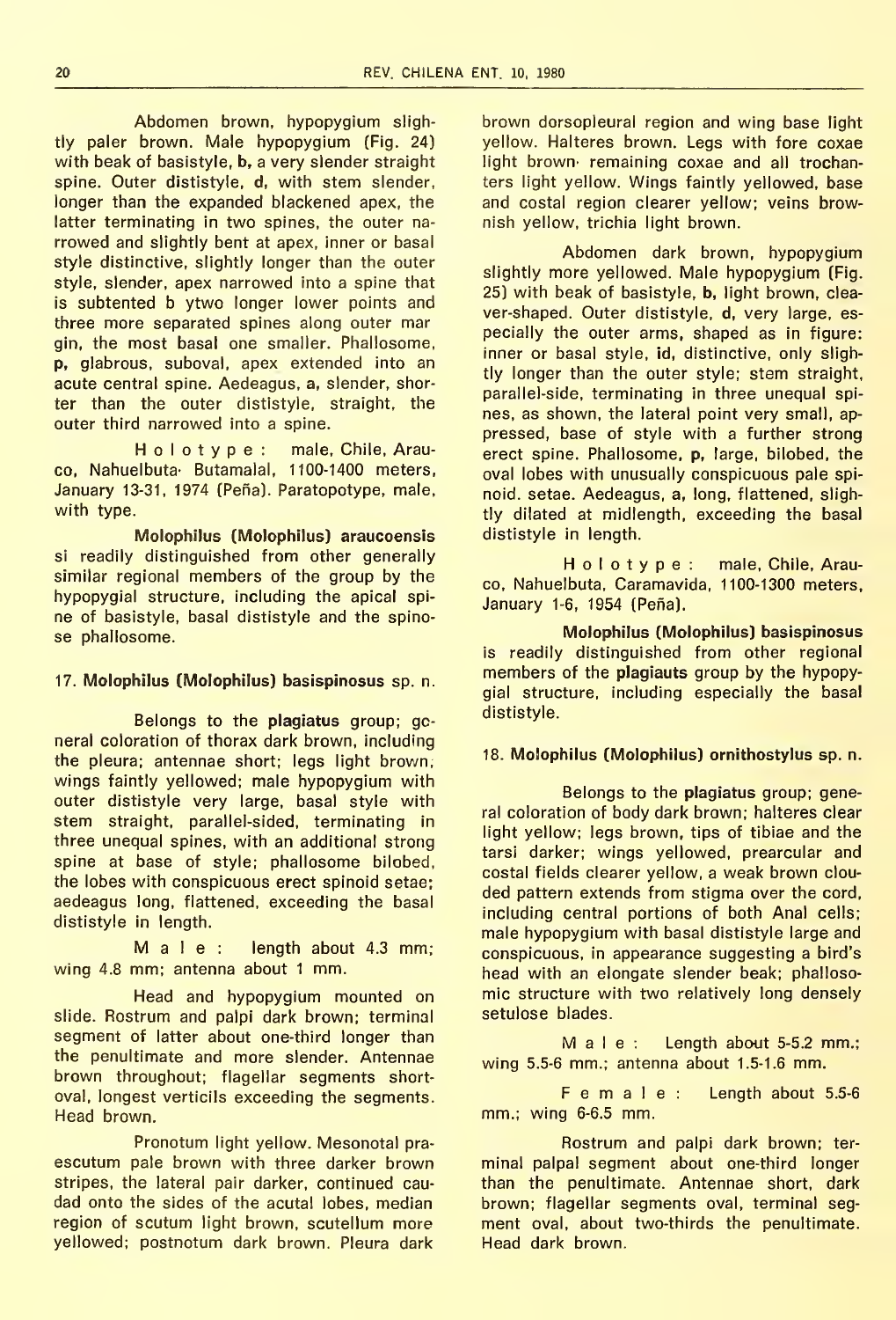Abdomen brown, hypopygium slightly paler brown. Male hypopygium (Fig. 24) with beak of basistyle, **b**, a very slender straight spine. Outer dististyle, **d**, with stem slender, longer than the expanded blackened apex, the latter terminating in two spines, the outer narrowed and slightly bent at apex, inner or basal style distinctive, slightly longer than the outer style, slender, apex narrowed into a spine that is subtented b ytwo longer lower points and three more separated spines along outer mar gin, the most basal one smaller. Phallosome, **p**, glabrous, suboval, apex extended into an acute central spine. Aedeagus, **a**, slender, shorter than the outer dististyle, straight, the outer third narrowed into a spine.

H o l o t y p e : male, Chile, Arauco, Nahuelbuta· Butamalal, 1100-1400 meters, January 13-31, 1974 (Peña). Paratopotype, male, with type.

**Molophilus (Molophilus) araucoensis** si readily distinguished from other generally similar regional members of the group by the hypopygial structure, including the apical spine of basistyle, basal dististyle and the spinose phallosome.

### 17. Molophilus (Molophilus) basispinosus sp. n.

Belongs to the **plagiatus** group; general coloration of thorax dark brown, including the pleura; antennae short; legs light brown; wings faintly yellowed; male hypopygium with outer dististyle very large, basal style with stem straight, parallel-sided, terminating in three unequal spines, with an additional strong spine at base of style; phallosome bilobed, the lobes with conspicuous erect spinoid setae; aedeagus long, flattened, exceeding the basal dististyle in length.

M a l e : length about 4.3 mm; wing 4.8 mm; antenna about 1 mm.

Head and hypopygium mounted on slide. Rostrum and palpi dark brown; terminal segment of latter about one-third longer than the penultimate and more slender. Antennae brown throughout; flagellar segments short-oval, longest verticils exceeding the segments. Head brown.

Pronotum light yellow. Mesonotal prascutum pale brown with three darker brown stripes, the lateral pair darker, continued caudad onto the sides of the acutal lobes, median region of scutum light brown, scutellum more yellowed; postnotum dark brown. Pleura dark brown dorsopleural region and wing base light yellow. Halteres brown. Legs with fore coxae light brown· remaining coxae and all trochanters light yellow. Wings faintly yellowed, base and costal region clearer yellow; veins brownish yellow, trichia light brown.

Abdomen dark brown, hypopygium slightly more yellowed. Male hypopygium (Fig. 25) with beak of basistyle, **b**, light brown, cleaver-shaped. Outer dististyle, **d**, very large, especially the outer arms, shaped as in figure: inner or basal style, **id**, distinctive, only slightly longer than the outer style; stem straight, parallel-side, terminating in three unequal spines, as shown, the lateral point very small), appressed, base of style with a further strong erect spine. Phallosome, **p**, large, bilobed, the oval lobes with unusually conspicuous pale spinoid. setae. Aedeagus, **a**, long, flattened, slightly dilated at midlength, exceeding the basal dististyle in length.

H o l o t y p e : male, Chile, Arauco, Nahuelbuta, Caramavida, 1100-1300 meters, January 1-6, 1954 (Peña).

**Molophilus (Molophilus) basispinosus** is readily distinguished from other regional members of the **plagiauts** group by the hypopygial structure, including especially the basal dististyle.

### 18. Molophilus (Molophilus) ornithostylus sp. n.

Belongs to the **plagiatus** group; general coloration of body dark brown; halteres clear light yellow; legs brown, tips of tibiae and the tarsi darker; wings yellowed, prearcular and costal fields clearer yellow, a weak brown clouded pattern extends from stigma over the cord, including central portions of both Anal cells; male hypopygium with basal dististyle large and conspicuous, in appearance suggesting a bird's head with an elongate slender beak; phallosomic structure with two relatively long densely setulose blades.

M a l e : Length about 5-5.2 mm.; wing 5.5-6 mm.; antenna about 1.5-1.6 mm.

F e m a l e : Length about 5.5-6 mm.; wing 6-6.5 mm.

Rostrum and palpi dark brown; terminal palpal segment about one-third longer than the penultimate. Antennae short, dark brown; flagellar segments oval, terminal segment oval, about two-thirds the penultimate. Head dark brown.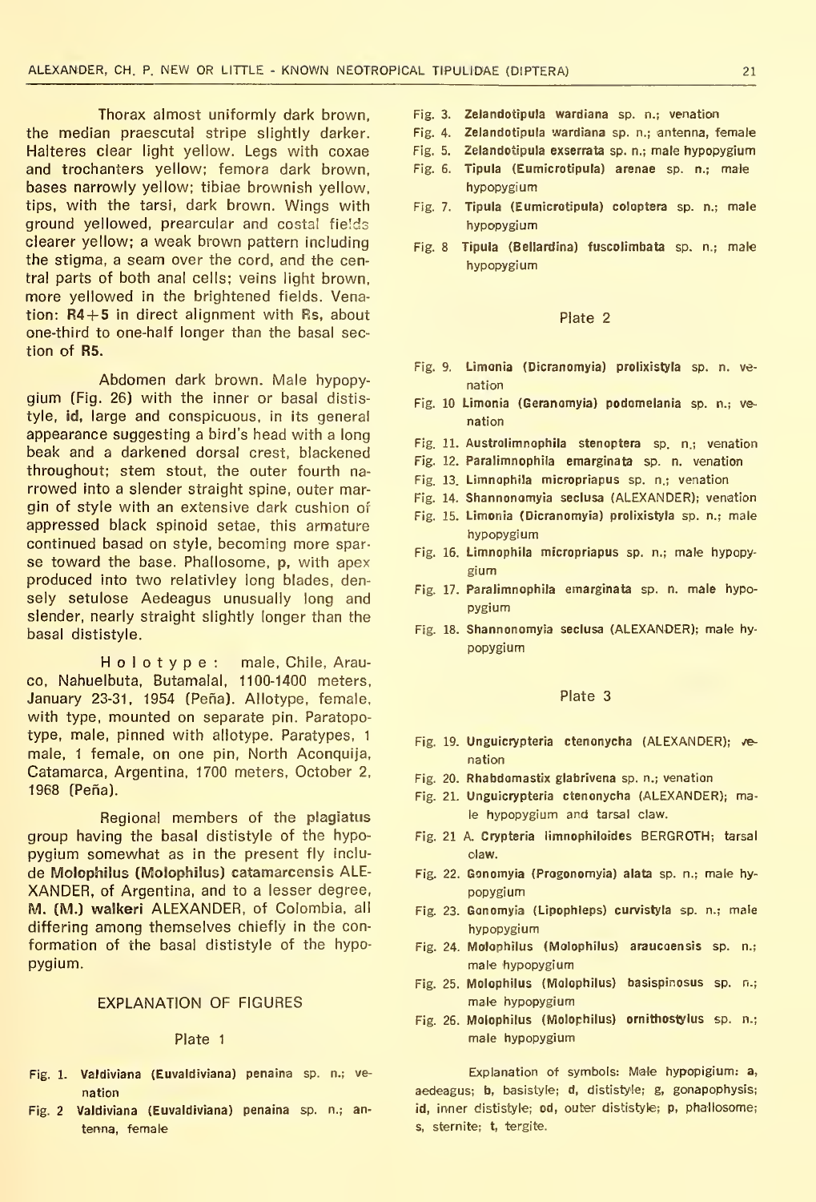Thorax almost uniformly dark brown, the median praescutal stripe slightly darker. Halteres clear light yellow. Legs with coxae and trochanters yellow; femora dark brown, bases narrowly yellow; tibiae brownish yellow, tips, with the tarsi, dark brown. Wings with ground yellowed, prearcular and costal fields clearer yellow; a weak brown pattern including the stigma, a seam over the cord, and the central parts of both anal cells; veins light brown, more yellowed in the brightened fields. Venation: **R4+5** in direct alignment with **Rs**, about one-third to one-half longer than the basal section of **R5**.

Abdomen dark brown. Male hypopygium (Fig. 26) with the inner or basal dististyle, **id**, large and conspicuous, in its general appearance suggesting a bird's head with a long beak and a darkened dorsal crest, blackened throughout; stem stout, the outer fourth narrowed into a slender straight spine, outer margin of style with an extensive dark cushion of appressed black spinoid setae, this armature continued basad on style, becoming more sparse toward the base. Phallosome, **p**, with apex produced into two relativley long blades, densely setulose Aedeagus unusually long and slender, nearly straight slightly longer than the basal dististyle.

H o l o t y p e : male, Chile, Arauco, Nahuelbuta, Butamalal, 1100-1400 meters, January 23-31, 1954 (Peña). Allotype, female, with type, mounted on separate pin. Paratopotype, male, pinned with allotype. Paratypes, 1 male, 1 female, on one pin, North Aconquija, Catamarca, Argentina, 1700 meters, October 2, 1968 (Peña).

Regional members of the **plagiatus** group having the basal dististyle of the hypopygium somewhat as in the present fly include **Molophilus (Molophilus) catamarcensis** ALEXANDER, of Argentina, and to a lesser degree, **M. (M.) walkeri** ALEXANDER, of Colombia, all differing among themselves chiefly in the conformation of the basal dististyle of the hypopygium.

## EXPLANATION OF FIGURES

### Plate 1

- Fig. 1. **Valdiviana (Euvaldiviana) penaina** sp. n.; venation
- Fig. 2 **Valdiviana (Euvaldiviana) penaina** sp. n.; antenna, female
- Fig. 3. **Zelandotipula wardiana** sp. n.; venation
- Fig. 4. **Zelandotipula wardiana** sp. n.; antenna, female
- Fig. 5. **Zelandotipula exserrata** sp. n.; male hypopygium
- Fig. 6. **Tipula (Eumicrotipula) arenae** sp. n.; male hypopygium
- Fig. 7. **Tipula (Eumicrotipula) coloptera** sp. n.; male hypopygium
- Fig. 8 **Tipula (Bellardina) fuscolimbata** sp. n.; male hypopygium

### Plate 2

- Fig. 9. **Limonia (Dicranomyia) prolixistyla** sp. n. venation
- Fig. 10 **Limonia (Geranomyia) podomelania** sp. n.; venation
- Fig. 11. **Austrolimnophila stenoptera** sp. n.; venation
- Fig. 12. **Paralimnophila emarginata** sp. n. venation
- Fig. 13. **Limnophila micropriapus** sp. n.; venation
- Fig. 14. **Shannonomyia seclusa** (ALEXANDER); venation
- Fig. 15. **Limonia (Dicranomyia) prolixistyla** sp. n.; male hypopygium
- Fig. 16. **Limnophila micropriapus** sp. n.; male hypopygium
- Fig. 17. **Paralimnophila emarginata** sp. n. male hypopygium
- Fig. 18. **Shannonomyia seclusa** (ALEXANDER); male hypopygium

### Plate 3

- Fig. 19. **Unguicrypteria ctenonycha** (ALEXANDER); venation
- Fig. 20. **Rhabdomastix glabrivena** sp. n.; venation
- Fig. 21. **Unguicrypteria ctenonycha** (ALEXANDER); male hypopygium and tarsal claw.
- Fig. 21 A. **Crypteria limnophiloides** BERGROTH; tarsal claw.
- Fig. 22. **Gonomyia (Progonomyia) alata** sp. n.; male hypopygium
- Fig. 23. **Gonomyia (Lipophleps) curvistyla** sp. n.; male hypopygium
- Fig. 24. **Molophilus (Molophilus) araucoensis** sp. n.; male hypopygium
- Fig. 25. **Molophilus (Molophilus) basispinosus** sp. n.; male hypopygium
- Fig. 26. **Molophilus (Molophilus) ornithostylus** sp. n.; male hypopygium

Explanation of symbols: Male hypopigium: **a**, aedeagus; **b**, basistyle; **d**, dististyle; **g**, gonapophysis; **id**, inner dististyle; **od**, outer dististyle; **p**, phallosome; **s**, sternite; **t**, tergite.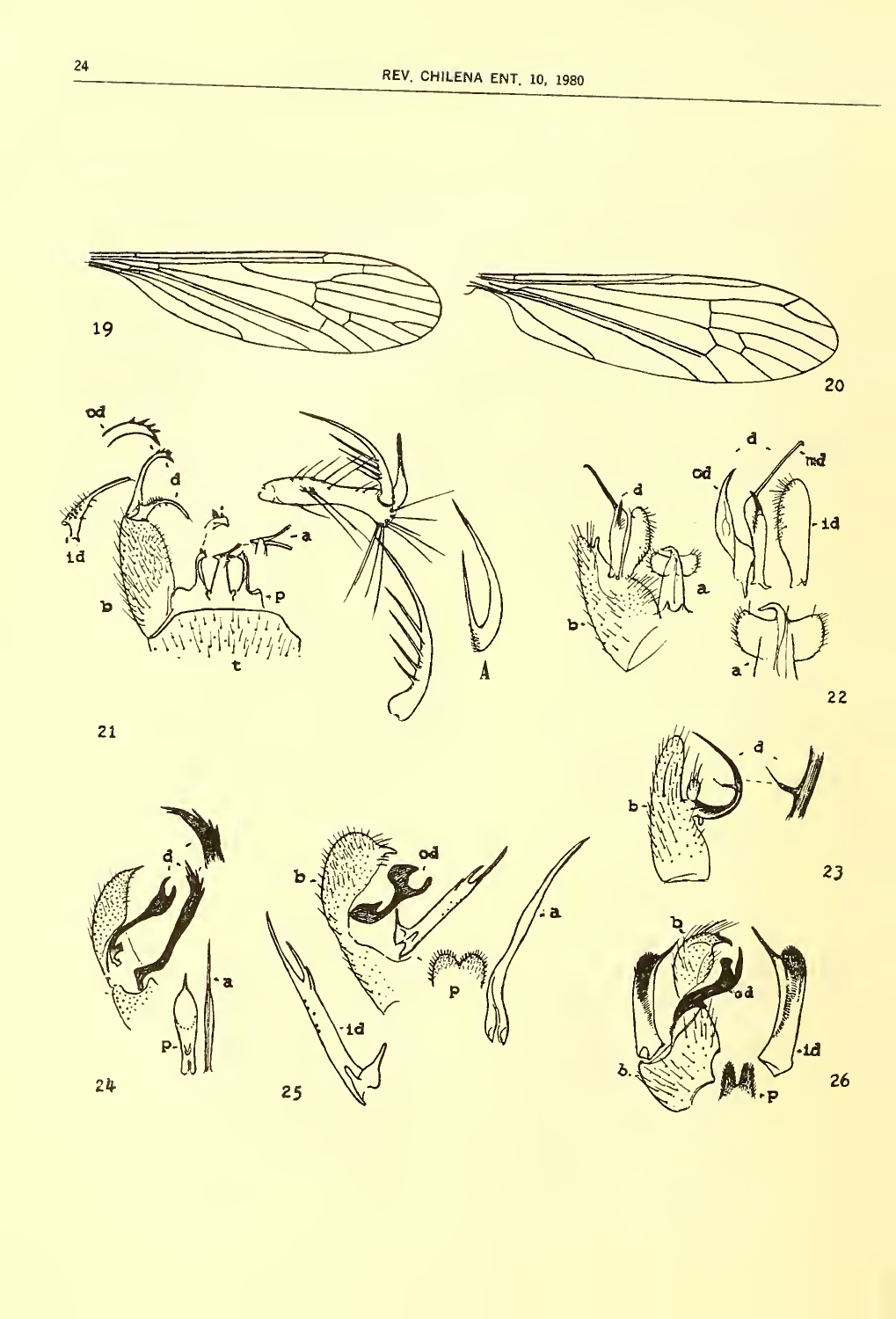19

20

od

d

id

b

a

p

t

A

21

d

od

d

md

id

b

a

a

22

d

b

23

d

a

p

24

b

od

a

p

id

25

b

od

id

b

p

26